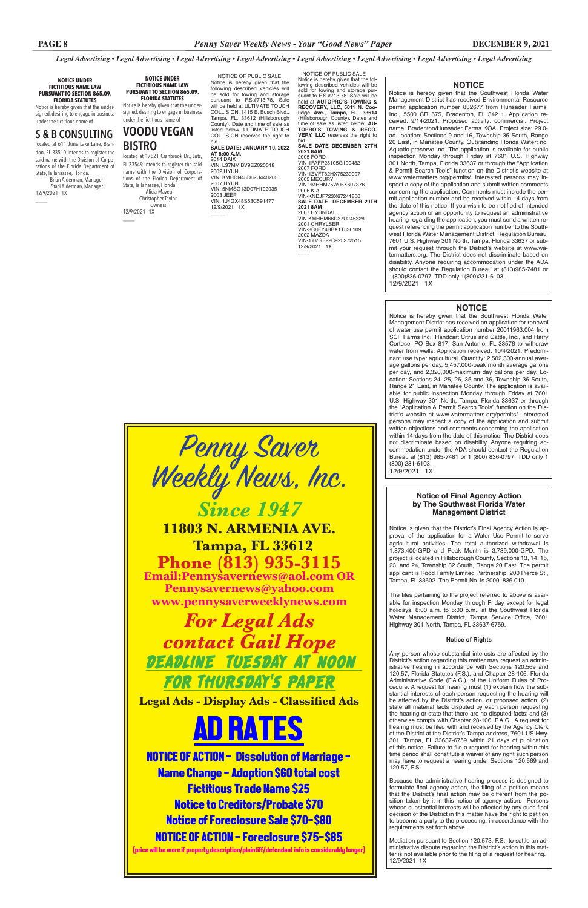*Legal Advertising • Legal Advertising • Legal Advertising • Legal Advertising • Legal Advertising • Legal Advertising • Legal Advertising • Legal Advertising*

**NOTICE UNDER FICTITIOUS NAME LAW PURSUANT TO SECTION 865.09, FLORIDA STATUTES**

Notice is hereby given that the undersigned, desiring to engage in business under the fictitious name of

## S & B CONSULTING

located at 611 June Lake Lane, Brandon, FL 33510 intends to register the said name with the Division of Corporations of the Florida Department of State, Tallahassee, Florida.

Brian Alderman, Manager
Staci Alderman, Manager

12/9/2021 1X

**NOTICE UNDER FICTITIOUS NAME LAW PURSUANT TO SECTION 865.09, FLORIDA STATUTES**

Notice is hereby given that the undersigned, desiring to engage in business under the fictitious name of

## VOODU VEGAN BISTRO

located at 17821 Cranbrook Dr., Lutz, FL 33549 intends to register the said name with the Division of Corporations of the Florida Department of State, Tallahassee, Florida.

Alicia Maveu
Christopher Taylor
Owners

12/9/2021 1X

NOTICE OF PUBLIC SALE

Notice is hereby given that the following described vehicles will be sold for towing and storage pursuant to F.S.#713.78. Sale will be held at ULTIMATE TOUCH COLLISION, 1415 E. Busch Blvd., Tampa, FL. 33612 (Hillsborough County). Date and time of sale as listed below. ULTIMATE TOUCH COLLISION reserves the right to bid.

**SALE DATE: JANUARY 10, 2022 AT 8:00 A.M.**

2014 DAIX
VIN: L37MMjBV9EZ020018
2002 HYUN
VIN: KMHDN45D62U440205
2007 HYUN
VIN: 5NMSG13D07H102935
2003 JEEP
VIN: 1J4GX48S53C591477

12/9/2021 1X

NOTICE OF PUBLIC SALE

Notice is hereby given that the following described vehicles will be sold for towing and storage pursuant to F.S.#713.78. Sale will be held at **AUTOPRO'S TOWING & RECOVERY, LLC, 5011 N. Coolidge Ave., Tampa, FL. 33614** (Hillsborough County). Dates and time of sale as listed below. **AUTOPRO'S TOWING & RECOVERY, LLC** reserves the right to bid.

**SALE DATE DECEMBER 27TH 2021 8AM**

2005 FORD
VIN-1FAFP28105G190482
2007 FORD
VIN-1ZVFT82HX75239097
2005 MECURY
VIN-2MHHM75W05X607376
2006 KIA
VIN-KNDJF723X67241860

**SALE DATE DECEMBER 29TH 2021 8AM**

2007 HYUNDAI
VIN-KMHHM66D37U245328
2001 CHRYLSER
VIN-3C8FY4BBX1T536109
2002 MAZDA
VIN-1YVGF22C925272515

12/9/2021 1X

### NOTICE

Notice is hereby given that the Southwest Florida Water Management District has received Environmental Resource permit application number 832677 from Hunsader Farms, Inc., 5500 CR 675, Bradenton, FL 34211. Application received: 9/14/2021. Proposed activity: commercial. Project name: Bradenton/Hunsader Farms KOA. Project size: 29.0-ac Location: Sections 9 and 16, Township 35 South, Range 20 East, in Manatee County. Outstanding Florida Water: no. Aquatic preserve: no. The application is available for public inspection Monday through Friday at 7601 U.S. Highway 301 North, Tampa, Florida 33637 or through the "Application & Permit Search Tools" function on the District's website at www.watermatters.org/permits/. Interested persons may inspect a copy of the application and submit written comments concerning the application. Comments must include the permit application number and be received within 14 days from the date of this notice. If you wish to be notified of intended agency action or an opportunity to request an administrative hearing regarding the application, you must send a written request referencing the permit application number to the Southwest Florida Water Management District, Regulation Bureau, 7601 U.S. Highway 301 North, Tampa, Florida 33637 or submit your request through the District's website at www.watermatters.org. The District does not discriminate based on disability. Anyone requiring accommodation under the ADA should contact the Regulation Bureau at (813)985-7481 or 1(800)836-0797, TDD only 1(800)231-6103.

12/9/2021 1X

### NOTICE

Notice is hereby given that the Southwest Florida Water Management District has received an application for renewal of water use permit application number 20011963.004 from SCF Farms Inc., Handcart Citrus and Cattle, Inc., and Harry Cortese, PO Box 817, San Antonio, FL 33576 to withdraw water from wells. Application received: 10/4/2021. Predominant use type: agricultural. Quantity: 2,502,300-annual average gallons per day, 5,457,000-peak month average gallons per day, and 2,320,000-maximum day gallons per day. Location: Sections 24, 25, 26, 35 and 36, Township 36 South, Range 21 East, in Manatee County. The application is available for public inspection Monday through Friday at 7601 U.S. Highway 301 North, Tampa, Florida 33637 or through the "Application & Permit Search Tools" function on the District's website at www.watermatters.org/permits/. Interested persons may inspect a copy of the application and submit written objections and comments concerning the application within 14-days from the date of this notice. The District does not discriminate based on disability. Anyone requiring accommodation under the ADA should contact the Regulation Bureau at (813) 985-7481 or 1 (800) 836-0797, TDD only 1 (800) 231-6103.

12/9/2021 1X

### Notice of Final Agency Action by The Southwest Florida Water Management District

Notice is given that the District's Final Agency Action is approval of the application for a Water Use Permit to serve agricultural activities. The total authorized withdrawal is 1,873,400-GPD and Peak Month is 3,739,000-GPD. The project is located in Hillsborough County, Sections 13, 14, 15, 23, and 24, Township 32 South, Range 20 East. The permit applicant is Rood Family Limited Partnership, 200 Pierce St., Tampa, FL 33602. The Permit No. is 20001836.010.

The files pertaining to the project referred to above is available for inspection Monday through Friday except for legal holidays, 8:00 a.m. to 5:00 p.m., at the Southwest Florida Water Management District, Tampa Service Office, 7601 Highway 301 North, Tampa, FL 33637-6759.

**Notice of Rights**

Any person whose substantial interests are affected by the District's action regarding this matter may request an administrative hearing in accordance with Sections 120.569 and 120.57, Florida Statutes (F.S.), and Chapter 28-106, Florida Administrative Code (F.A.C.), of the Uniform Rules of Procedure. A request for hearing must (1) explain how the substantial interests of each person requesting the hearing will be affected by the District's action, or proposed action; (2) state all material facts disputed by each person requesting the hearing or state that there are no disputed facts; and (3) otherwise comply with Chapter 28-106, F.A.C. A request for hearing must be filed with and received by the Agency Clerk of the District at the District's Tampa address, 7601 US Hwy. 301, Tampa, FL 33637-6759 within 21 days of publication of this notice. Failure to file a request for hearing within this time period shall constitute a waiver of any right such person may have to request a hearing under Sections 120.569 and 120.57, F.S.

Because the administrative hearing process is designed to formulate final agency action, the filing of a petition means that the District's final action may be different from the position taken by it in this notice of agency action. Persons whose substantial interests will be affected by any such final decision of the District in this matter have the right to petition to become a party to the proceeding, in accordance with the requirements set forth above.

Mediation pursuant to Section 120.573, F.S., to settle an administrative dispute regarding the District's action in this matter is not available prior to the filing of a request for hearing.

12/9/2021 1X

# Penny Saver Weekly News, Inc.

*Since 1947*

**11803 N. ARMENIA AVE.**
**Tampa, FL 33612**
**Phone (813) 935-3115**
**Email:Pennysavernews@aol.com OR Pennysavernews@yahoo.com**
**www.pennysaverweeklynews.com**

***For Legal Ads contact Gail Hope***

**DEADLINE TUESDAY AT NOON FOR THURSDAY'S PAPER**

**Legal Ads - Display Ads - Classified Ads**

## AD RATES

**NOTICE OF ACTION - Dissolution of Marriage - Name Change - Adoption $60 total cost**
**Fictitious Trade Name $25**
**Notice to Creditors/Probate $70**
**Notice of Foreclosure Sale $70-$80**
**NOTICE OF ACTION - Foreclosure $75-$85**

(price will be more if property description/plaintiff/defendant info is considerably longer)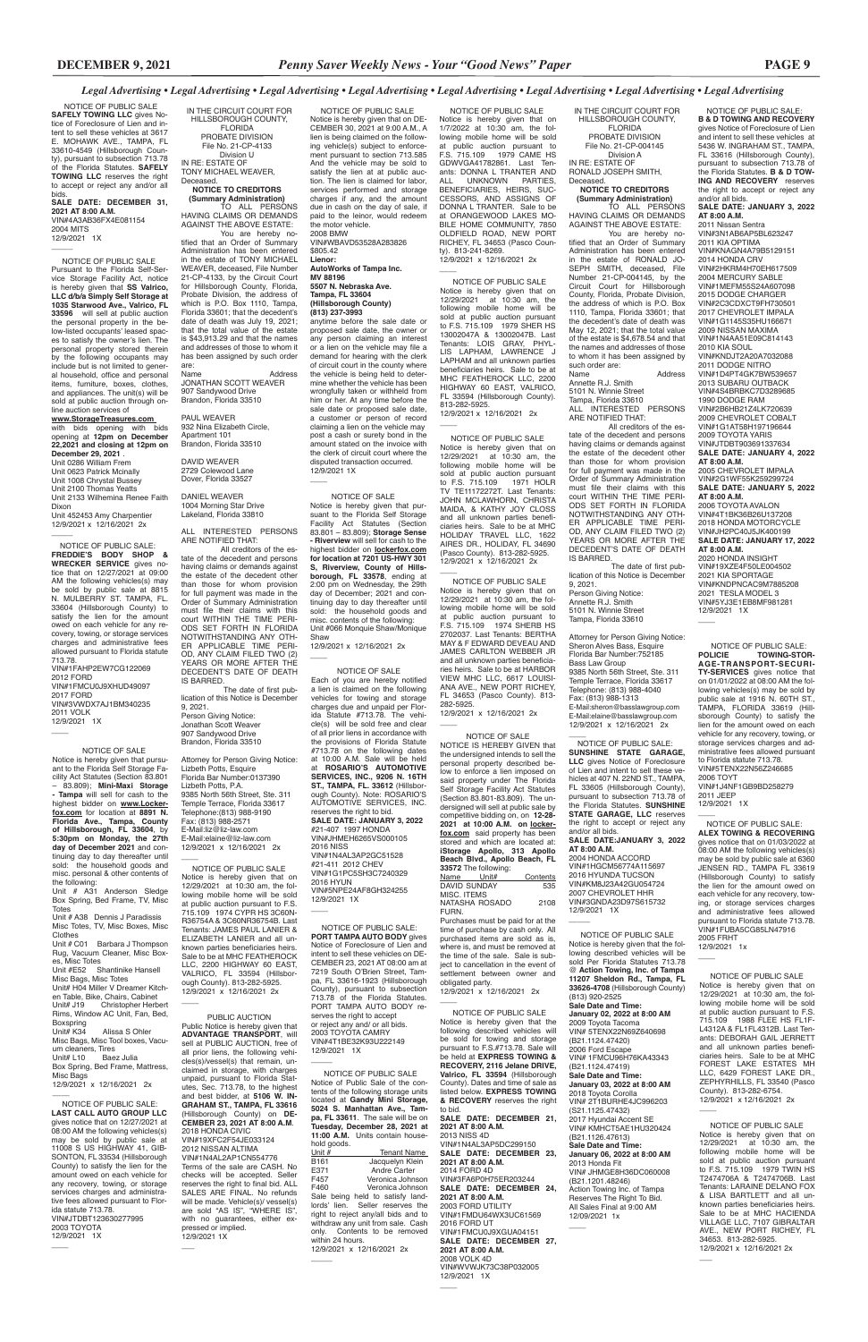*Legal Advertising • Legal Advertising • Legal Advertising • Legal Advertising • Legal Advertising • Legal Advertising • Legal Advertising • Legal Advertising*

NOTICE OF PUBLIC SALE
**SAFELY TOWING LLC** gives Notice of Foreclosure of Lien and intent to sell these vehicles at 3617 E. MOHAWK AVE., TAMPA, FL 33610-4549 (Hillsborough County), pursuant to subsection 713.78 of the Florida Statutes. **SAFELY TOWING LLC** reserves the right to accept or reject any and/or all bids.
**SALE DATE: DECEMBER 31, 2021 AT 8:00 A.M.**
VIN#4A3AB36FX4E081154
2004 MITS
12/9/2021 1X

NOTICE OF PUBLIC SALE
Pursuant to the Florida Self-Service Storage Facility Act, notice is hereby given that **SS Valrico, LLC d/b/a Simply Self Storage at 1035 Starwood Ave., Valrico, FL 33596** will sell at public auction the personal property in the below-listed occupants' leased spaces to satisfy the owner's lien. The personal property stored therein by the following occupants may include but is not limited to general household, office and personal items, furniture, boxes, clothes, and appliances. The unit(s) will be sold at public auction through online auction services of **www.StorageTreasures.com** with bids opening with bids opening at **12pm on December 22,2021 and closing at 12pm on December 29, 2021**.
Unit 0286 William Frem
Unit 0623 Patrick Mcinally
Unit 1008 Chrystal Bussey
Unit 2100 Thomas Yeatts
Unit 2133 Wilhemina Renee Faith Dixon
Unit 452453 Amy Charpentier
12/9/2021 x 12/16/2021 2x

NOTICE OF PUBLIC SALE:
**FREDDIE'S BODY SHOP & WRECKER SERVICE** gives notice that on 12/27/2021 at 09:00 AM the following vehicles(s) may be sold by public sale at 8815 N. MULBERRY ST. TAMPA, FL 33604 (Hillsborough County) to satisfy the lien for the amount owed on each vehicle for any recovery, towing, or storage services charges and administrative fees allowed pursuant to Florida statute 713.78.
VIN#1FAHP2EW7CG122069
2012 FORD
VIN#1FMCU0J9XHUD49097
2017 FORD
VIN#3VWDX7AJ1BM340235
2011 VOLK
12/9/2021 1X

NOTICE OF SALE
Notice is hereby given that pursuant to the Florida Self Storage Facility Act Statutes (Section 83.801 – 83.809); **Mini-Maxi Storage - Tampa** will sell for cash to the highest bidder on **www.Lockerfox.com** for location at **8891 N. Florida Ave., Tampa, County of Hillsborough, FL 33604**, by **5:30pm on Monday, the 27th day of December 2021** and continuing day to day thereafter until sold: the household goods and misc. personal & other contents of the following:
Unit # A31 Anderson Sledge Box Spring, Bed Frame, TV, Misc Totes
Unit # A38 Dennis J Paradissis Misc Totes, TV, Misc Boxes, Misc Clothes
Unit # C01 Barbara J Thompson Rug, Vacuum Cleaner, Misc Boxes, Misc Totes
Unit #E52 Shantinike Hansell Misc Bags, Misc Totes
Unit# H04 Miller V Dreamer Kitchen Table, Bike, Chairs, Cabinet
Unit# J19 Christopher Herbert Rims, Window AC Unit, Fan, Bed, Boxspring
Unit# K34 Alissa S Ohler Misc Bags, Misc Tool boxes, Vacuum cleaners, Tires
Unit# L10 Baez Julia Box Spring, Bed Frame, Mattress, Misc Bags
12/9/2021 x 12/16/2021 2x

NOTICE OF PUBLIC SALE:
**LAST CALL AUTO GROUP LLC** gives notice that on 12/27/2021 at 08:00 AM the following vehicles(s) may be sold by public sale at 11008 S US HIGHWAY 41, GIBSONTON, FL 33534 (Hillsborough County) to satisfy the lien for the amount owed on each vehicle for any recovery, towing, or storage services charges and administrative fees allowed pursuant to Florida statute 713.78.
VIN#JTDBT123630277995
2003 TOYOTA
12/9/2021 1X

IN THE CIRCUIT COURT FOR HILLSBOROUGH COUNTY, FLORIDA
PROBATE DIVISION
File No. 21-CP-4133
Division U
IN RE: ESTATE OF TONY MICHAEL WEAVER, Deceased.
**NOTICE TO CREDITORS (Summary Administration)**
TO ALL PERSONS HAVING CLAIMS OR DEMANDS AGAINST THE ABOVE ESTATE:
You are hereby notified that an Order of Summary Administration has been entered in the estate of TONY MICHAEL WEAVER, deceased, File Number 21-CP-4133, by the Circuit Court for Hillsborough County, Florida, Probate Division, the address of which is P.O. Box 1110, Tampa, Florida 33601; that the decedent's date of death was July 19, 2021; that the total value of the estate is $43,913.29 and that the names and addresses of those to whom it has been assigned by such order are:
Name Address
JONATHAN SCOTT WEAVER
907 Sandywood Drive
Brandon, Florida 33510

PAUL WEAVER
932 Nina Elizabeth Circle, Apartment 101
Brandon, Florida 33510

DAVID WEAVER
2729 Colewood Lane
Dover, Florida 33527

DANIEL WEAVER
1004 Morning Star Drive
Lakeland, Florida 33810

ALL INTERESTED PERSONS ARE NOTIFIED THAT:
All creditors of the estate of the decedent and persons having claims or demands against the estate of the decedent other than those for whom provision for full payment was made in the Order of Summary Administration must file their claims with this court WITHIN THE TIME PERIODS SET FORTH IN FLORIDA STATUTES SECTION 733.702. ALL CLAIMS AND DEMANDS NOT SO FILED WILL BE FOREVER BARRED. NOTWITHSTANDING ANY OTHER APPLICABLE TIME PERIOD, ANY CLAIM FILED TWO (2) YEARS OR MORE AFTER THE DECEDENT'S DATE OF DEATH IS BARRED.
The date of first publication of this Notice is December 9, 2021.
Person Giving Notice:
Jonathan Scott Weaver
907 Sandywood Drive
Brandon, Florida 33510

Attorney for Person Giving Notice:
Lizbeth Potts, Esquire
Florida Bar Number:0137390
Lizbeth Potts, P.A.
9385 North 56th Street, Ste. 311
Temple Terrace, Florida 33617
Telephone:(813) 988-9190
Fax: (813) 988-2571
E-Mail:liz@liz-law.com
E-Mail:elaine@liz-law.com
12/9/2021 x 12/16/2021 2x

NOTICE OF PUBLIC SALE
Notice is hereby given that on 12/29/2021 at 10:30 am, the following mobile home will be sold at public auction pursuant to F.S. 715.109 1974 CYPR HS 3C60NR36754A & 3C60NR36754B. Last Tenants: JAMES PAUL LANIER & ELIZABETH LANIER and all unknown parties beneficiaries heirs. Sale to be at MHC FEATHEROCK LLC, 2200 HIGHWAY 60 EAST, VALRICO, FL 33594 (Hillsborough County). 813-282-5925.
12/9/2021 x 12/16/2021 2x

PUBLIC AUCTION
Public Notice is hereby given that **ADVANTAGE TRANSPORT**, will sell at PUBLIC AUCTION, free of all prior liens, the following vehicles(s)/vessel(s) that remain unclaimed in storage, with charges unpaid, pursuant to Florida Statutes, Sec. 713.78, to the highest and best bidder, at **5106 W. INGRAHAM ST., TAMPA, FL 33616** (Hillsborough County) on **DECEMBER 23, 2021 AT 8:00 A.M.**
2018 HONDA CIVIC
VIN#19XFC2F54JE033124
2012 NISSAN ALTIMA
VIN#1N4AL2AP1CN554776
Terms of the sale are CASH. No checks will be accepted. Seller reserves the right to final bid. ALL SALES ARE FINAL. No refunds will be made. Vehicle(s)/ vessel(s) are sold "AS IS", "WHERE IS", with no guarantees, either expressed or implied.
12/9/2021 1X

NOTICE OF PUBLIC SALE
Notice is hereby given that on DECEMBER 30, 2021 at 9:00 A.M., A lien is being claimed on the following vehicle(s) subject to enforcement pursuant to section 713.585 And the vehicle may be sold to satisfy the lien at at public auction. The lien is claimed for labor, services performed and storage charges if any, and the amount due in cash on the day of sale, if paid to the lienor, would redeem the motor vehicle.
2008 BMW
VIN#WBAVD53528A283826
$805.42
**Lienor:**
**AutoWorks of Tampa Inc.**
**MV 88196**
**5507 N. Nebraska Ave.**
**Tampa, FL 33604**
**(Hillsborough County)**
**(813) 237-3993**
anytime before the sale date or proposed sale date, the owner or any person claiming an interest or a lien on the vehicle may file a demand for hearing with the clerk of circuit court in the county where the vehicle is being held to determine whether the vehicle has been wrongfully taken or withheld from him or her. At any time before the sale date or proposed sale date, a customer or person of record claiming a lien on the vehicle may post a cash or surety bond in the amount stated on the invoice with the clerk of circuit court where the disputed transaction occurred.
12/9/2021 1X

NOTICE OF SALE
Notice is hereby given that pursuant to the Florida Self Storage Facility Act Statutes (Section 83.801 – 83.809); **Storage Sense - Riverview** will sell for cash to the highest bidder on **lockerfox.com for location at 7201 US-HWY 301 S, Riverview, County of Hillsborough, FL 33578**, ending at 2:00 pm on Wednesday, the 29th day of December; 2021 and continuing day to day thereafter until sold: the household goods and misc. contents of the following:
Unit #066 Monquie Shaw/Monique Shaw
12/9/2021 x 12/16/2021 2x

NOTICE OF SALE
Each of you are hereby notified a lien is claimed on the following vehicles for towing and storage charges due and unpaid per Florida Statute #713.78. The vehicle(s) will be sold free and clear of all prior liens in accordance with the provisions of Florida Statute #713.78 on the following dates at 10:00 A.M. Sale will be held at **ROSARIO'S AUTOMOTIVE SERVICES, INC., 9206 N. 16TH ST., TAMPA, FL 33612** (Hillsborough County). ROSARIO'S AUTOMOTIVE SERVICES, INC. reserves the right to bid.
**SALE DATE: JANUARY 3, 2022**
#21-407 1997 HONDA
VIN#JHMEH6265VS000105
2016 NISS
#21-414 VIN#1N4AL3AP2GC51528
#21-411 2012 CHEV
VIN#1G1PC5SH3C7240329
2016 HYUN
VIN#5NPE24AF8GH324255
12/9/2021 1X

NOTICE OF PUBLIC SALE:
**PORT TAMPA AUTO BODY** gives Notice of Foreclosure of Lien and intent to sell these vehicles on DECEMBER 23, 2021 AT 08:00 am at 7219 South O'Brien Street, Tampa, FL 33616-1923 (Hillsborough County), pursuant to subsection 713.78 of the Florida Statutes. PORT TAMPA AUTO BODY reserves the right to accept or reject any and/ or all bids.
2003 TOYOTA CAMRY
VIN#4T1BE32K93U222149
12/9/2021 1X

NOTICE OF PUBLIC SALE
Notice of Public Sale of the contents of the following storage units located at **Gandy Mini Storage, 5024 S. Manhattan Ave., Tampa, FL 33611**. The sale will be on **Tuesday, December 28, 2021 at 11:00 A.M.** Units contain household goods.

| Unit # | Tenant Name |
|---|---|
| B161 | Jacquelyn Klein |
| E371 | Andre Carter |
| F457 | Veronica Johnson |
| F460 | Veronica Johnson |

Sale being held to satisfy landlords' lien. Seller reserves the right to reject any/all bids and to withdraw any unit from sale. Cash only. Contents to be removed within 24 hours.
12/9/2021 x 12/16/2021 2x

NOTICE OF PUBLIC SALE
Notice is hereby given that on 1/7/2022 at 10:30 am, the following mobile home will be sold at public auction pursuant to F.S. 715.109 1979 CAME HS GDWVGA41782861. Last Tenants: DONNA L TRANTER AND ALL UNKNOWN PARTIES, BENEFICIARIES, HEIRS, SUCCESSORS, AND ASSIGNS OF DONNA L TRANTER. Sale to be at ORANGEWOOD LAKES MOBILE HOME COMMUNITY, 7850 OLDFIELD ROAD, NEW PORT RICHEY, FL 34653 (Pasco County). 813-241-8269.
12/9/2021 x 12/16/2021 2x

NOTICE OF PUBLIC SALE
Notice is hereby given that on 12/29/2021 at 10:30 am, the following mobile home will be sold at public auction pursuant to F.S. 715.109 1979 SHER HS 13002047A & 13002047B. Last Tenants: LOIS GRAY, PHYLLIS LAPHAM, LAWRENCE J LAPHAM and all unknown parties beneficiaries heirs. Sale to be at MHC FEATHEROCK LLC, 2200 HIGHWAY 60 EAST, VALRICO, FL 33594 (Hillsborough County). 813-282-5925.
12/9/2021 x 12/16/2021 2x

NOTICE OF PUBLIC SALE
Notice is hereby given that on 12/29/2021 at 10:30 am, the following mobile home will be sold at public auction pursuant to F.S. 715.109 1971 HOLR TV TE11172272T. Last Tenants: JOHN MCLAWHORN, CHRISTA MAIDA, & KATHY JOY CLOSS and all unknown parties beneficiaries heirs. Sale to be at MHC HOLIDAY TRAVEL LLC, 1622 AIRES DR., HOLIDAY, FL 34690 (Pasco County). 813-282-5925.
12/9/2021 x 12/16/2021 2x

NOTICE OF PUBLIC SALE
Notice is hereby given that on 12/29/2021 at 10:30 am, the following mobile home will be sold at public auction pursuant to F.S. 715.109 1974 SHERB HS 2702037. Last Tenants: BERTHA MAY & F EDWARD DEVEAU AND JAMES CARLTON WEBBER JR and all unknown parties beneficiaries heirs. Sale to be at HARBOR VIEW MHC LLC, 6617 LOUISIANA AVE., NEW PORT RICHEY, FL 34653 (Pasco County). 813-282-5925.
12/9/2021 x 12/16/2021 2x

NOTICE OF SALE
NOTICE IS HEREBY GIVEN that the undersigned intends to sell the personal property described below to enforce a lien imposed on said property under The Florida Self Storage Facility Act Statutes (Section 83.801-83.809). The undersigned will sell at public sale by competitive bidding on, on **12-28-2021 at 10:00 A.M.** on **Lockerfox.com** said property has been stored and which are located at: **iStorage Apollo, 313 Apollo Beach Blvd., Apollo Beach, FL 33572** The following:

| Name | Unit# | Contents |
|---|---|---|
| DAVID SUNDAY | 535 | MISC. ITEMS |
| NATASHA ROSADO | 2108 | FURN. |

Purchases must be paid for at the time of purchase by cash only. All purchased items are sold as is, where is, and must be removed at the time of the sale. Sale is subject to cancellation in the event of settlement between owner and obligated party.
12/9/2021 x 12/16/2021 2x

NOTICE OF PUBLIC SALE
Notice is hereby given that the following described vehicles will be sold for towing and storage pursuant to F.S.#713.78. Sale will be held at **EXPRESS TOWING & RECOVERY, 2116 Jelane DRIVE, Valrico, FL 33594** (Hillsborough County). Dates and time of sale as listed below. **EXPRESS TOWING & RECOVERY** reserves the right to bid.
**SALE DATE: DECEMBER 21, 2021 AT 8:00 A.M.**
2013 NISS 4D
VIN#1N4AL3AP5DC299150
**SALE DATE: DECEMBER 23, 2021 AT 8:00 A.M.**
2014 FORD 4D
VIN#3FA6P0H75ER203244
**SALE DATE: DECEMBER 24, 2021 AT 8:00 A.M.**
2003 FORD UTILITY
VIN#1FMDU64WX3UC61569
2016 FORD UT
VIN#1FMCU0J9XGUA04151
**SALE DATE: DECEMBER 27, 2021 AT 8:00 A.M.**
2008 VOLK 4D
VIN#WVWJK73C38P032005
12/9/2021 1X

IN THE CIRCUIT COURT FOR HILLSBOROUGH COUNTY, FLORIDA
PROBATE DIVISION
File No. 21-CP-004145
Division A
IN RE: ESTATE OF RONALD JOSEPH SMITH, Deceased.
**NOTICE TO CREDITORS (Summary Administration)**
TO ALL PERSONS HAVING CLAIMS OR DEMANDS AGAINST THE ABOVE ESTATE:
You are hereby notified that an Order of Summary Administration has been entered in the estate of RONALD JOSEPH SMITH, deceased, File Number 21-CP-004145, by the Circuit Court for Hillsborough County, Florida, Probate Division, the address of which is P.O. Box 1110, Tampa, Florida 33601; that the decedent's date of death was May 12, 2021; that the total value of the estate is $4,678.54 and that the names and addresses of those to whom it has been assigned by such order are:
Name Address
Annette R.J. Smith
5101 N. Winnie Street
Tampa, Florida 33610
ALL INTERESTED PERSONS ARE NOTIFIED THAT:
All creditors of the estate of the decedent and persons having claims or demands against the estate of the decedent other than those for whom provision for full payment was made in the Order of Summary Administration must file their claims with this court WITHIN THE TIME PERIODS SET FORTH IN FLORIDA STATUTES SECTION 733.702. ALL CLAIMS AND DEMANDS NOT SO FILED WILL BE FOREVER BARRED. NOTWITHSTANDING ANY OTHER APPLICABLE TIME PERIOD, ANY CLAIM FILED TWO (2) YEARS OR MORE AFTER THE DECEDENT'S DATE OF DEATH IS BARRED.
The date of first publication of this Notice is December 9, 2021.
Person Giving Notice:
Annette R.J. Smith
5101 N. Winnie Street
Tampa, Florida 33610

Attorney for Person Giving Notice:
Sheron Alves Bass, Esquire
Florida Bar Number:752185
Bass Law Group
9385 North 56th Street, Ste. 311
Temple Terrace, Florida 33617
Telephone: (813) 988-4040
Fax: (813) 988-1313
E-Mail:sheron@basslawgroup.com
E-Mail:elaine@basslawgroup.com
12/9/2021 x 12/16/2021 2x

NOTICE OF PUBLIC SALE:
**SUNSHINE STATE GARAGE, LLC** gives Notice of Foreclosure of Lien and intent to sell these vehicles at 407 N. 22ND ST., TAMPA, FL 33605 (Hillsborough County), pursuant to subsection 713.78 of the Florida Statutes. **SUNSHINE STATE GARAGE, LLC** reserves the right to accept or reject any and/or all bids.
**SALE DATE:JANUARY 3, 2022 AT 8:00 A.M.**
2004 HONDA ACCORD
VIN#1HGCM56774A115697
2016 HYUNDA TUCSON
VIN#KM8J23A42GU054724
2007 CHEVROLET HHR
VIN#3GNDA23D97S615732
12/9/2021 1X

NOTICE OF PUBLIC SALE
Notice is hereby given that the following described vehicles will be sold Per Florida Statutes 713.78 @ **Action Towing, Inc. of Tampa 11207 Sheldon Rd., Tampa, FL 33626-4708** (Hillsborough County) (813) 920-2525
**Sale Date and Time:**
**January 02, 2022 at 8:00 AM**
2009 Toyota Tacoma
VIN# 5TENX22N69Z640698
(B21.1124.47420)
2006 Ford Escape
VIN# 1FMCU96H76KA43343
(B21.1124.47419)
**Sale Date and Time:**
**January 03, 2022 at 8:00 AM**
2018 Toyota Corolla
VIN# 2T1BURHE4JC996203
(S21.1125.47432)
2017 Hyundai Accent SE
VIN# KMHCT5AE1HU320424
(B21.1126.47613)
**Sale Date and Time:**
**January 06, 2022 at 8:00 AM**
2013 Honda Fit
VIN# JHMGE8H36DC060008
(B21.1201.48246)
Action Towing Inc. of Tampa Reserves The Right To Bid.
All Sales Final at 9:00 AM
12/09/2021 1x

NOTICE OF PUBLIC SALE:
**B & D TOWING AND RECOVERY** gives Notice of Foreclosure of Lien and intent to sell these vehicles at 5436 W. INGRAHAM ST., TAMPA, FL 33616 (Hillsborough County), pursuant to subsection 713.78 of the Florida Statutes. **B & D TOWING AND RECOVERY** reserves the right to accept or reject any and/or all bids.
**SALE DATE: JANUARY 3, 2022 AT 8:00 A.M.**
2011 Nissan Sentra
VIN#3N1AB6AP5BL623247
2011 KIA OPTIMA
VIN#KNAGN4A79B5129151
2014 HONDA CRV
VIN#2HKRM4H70EH617509
2004 MERCURY SABLE
VIN#1MEFM55S24A607098
2015 DODGE CHARGER
VIN#2C3CDXCT9FH730501
2017 CHEVROLET IMPALA
VIN#1G1145S35HU166671
2009 NISSAN MAXIMA
VIN#1N4AA51E09C814143
2010 KIA SOUL
VIN#KNDJT2A20A7032088
2011 DODGE NITRO
VIN#1D4PT4GK7BW539657
2013 SUBARU OUTBACK
VIN#4S4BRBKC7D3289685
1990 DODGE RAM
VIN#2B6HB21Z4LK720639
2009 CHEVROLET COBALT
VIN#1G1AT58H197196644
2009 TOYOTA YARIS
VIN#JTDBT903691337634
**SALE DATE: JANUARY 4, 2022 AT 8:00 A.M.**
2005 CHEVROLET IMPALA
VIN#2G1WF55K259299724
**SALE DATE: JANUARY 5, 2022 AT 8:00 A.M.**
2006 TOYOTA AVALON
VIN#4T1BK36B26U137208
2018 HONDA MOTORCYCLE
VIN#JH2PC40J5JK400199
**SALE DATE: JANUARY 17, 2022 AT 8:00 A.M.**
2020 HONDA INSIGHT
VIN#19XZE4F50LE004502
2021 KIA SPORTAGE
VIN#KNDPNCAC9M7885208
2021 TESLA MODEL 3
VIN#5YJ3E1EB8MF981281
12/9/2021 1X

NOTICE OF PUBLIC SALE:
**POLICIE TOWING-STORAGE-TRANSPORT-SECURITY-SERVICES** gives notice that on 01/01/2022 at 08:00 AM the following vehicles(s) may be sold by public sale at 1916 N. 60TH ST., TAMPA, FLORIDA 33619 (Hillsborough County) to satisfy the lien for the amount owed on each vehicle for any recovery, towing, or storage services charges and administrative fees allowed pursuant to Florida statute 713.78.
VIN#5TENX22N56Z246685
2006 TOYT
VIN#1J4NF1GB9BD258279
2011 JEEP
12/9/2021 1X

NOTICE OF PUBLIC SALE:
**ALEX TOWING & RECOVERING** gives notice that on 01/03/2022 at 08:00 AM the following vehicles(s) may be sold by public sale at 6360 JENSEN RD., TAMPA FL 33619 (Hillsborough County) to satisfy the lien for the amount owed on each vehicle for any recovery, towing, or storage services charges and administrative fees allowed pursuant to Florida statute 713.78.
VIN#1FUBA5CG85LN47916
2005 FRHT
12/9/2021 1x

NOTICE OF PUBLIC SALE
Notice is hereby given that on 12/29/2021 at 10:30 am, the following mobile home will be sold at public auction pursuant to F.S. 715.109 1988 FLEE HS FL1F-L4312A & FL1FL4312B. Last Tenants: DEBORAH GAIL JERRETT and all unknown parties beneficiaries heirs. Sale to be at MHC FOREST LAKE ESTATES MH LLC, 6429 FOREST LAKE DR., ZEPHYRHILLS, FL 33540 (Pasco County). 813-282-6754.
12/9/2021 x 12/16/2021 2x

NOTICE OF PUBLIC SALE
Notice is hereby given that on 12/29/2021 at 10:30 am, the following mobile home will be sold at public auction pursuant to F.S. 715.109 1979 TWIN HS T2474706A & T2474706B. Last Tenants: LARAINE DELANO FOX & LISA BARTLETT and all unknown parties beneficiaries heirs. Sale to be at MHC HACIENDA VILLAGE LLC, 7107 GIBRALTAR AVE., NEW PORT RICHEY, FL 34653. 813-282-5925.
12/9/2021 x 12/16/2021 2x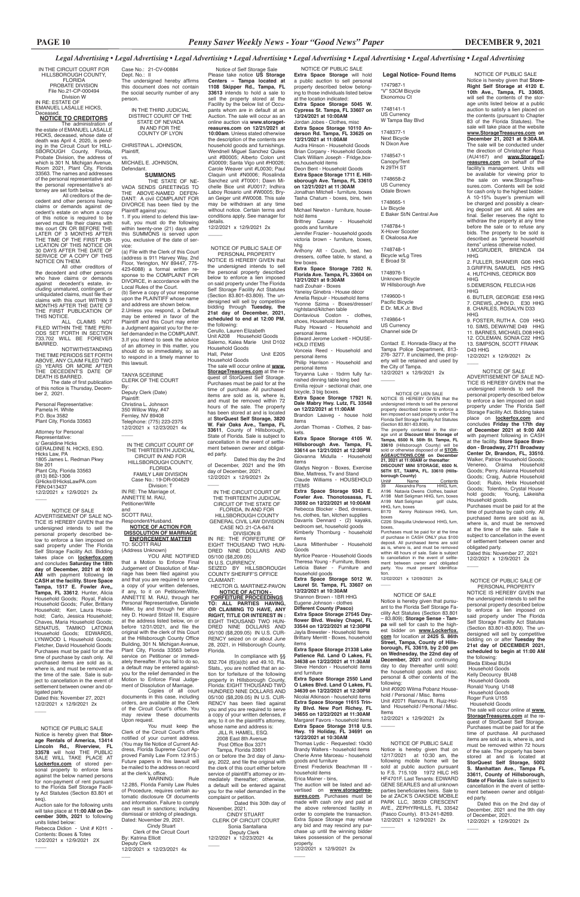*Legal Advertising • Legal Advertising • Legal Advertising • Legal Advertising • Legal Advertising • Legal Advertising • Legal Advertising*

IN THE CIRCUIT COURT FOR HILLSBOROUGH COUNTY, FLORIDA
PROBATE DIVISION
File No.21-CP-000494
Division W
IN RE: ESTATE OF EMANUEL LASALLE HICKS, Deceased.

**NOTICE TO CREDITORS**

The administration of the estate of EMANUEL LASALLE HICKS, deceased, whose date of death was April 4, 2020, is pending in the Circuit Court for HILLSBOROUGH County, Florida Probate Division, the address of which is 301 N. Michigan Avenue, Room 2021, Plant City, Florida 33563. The names and addresses of the personal representative and the personal representative's attorney are set forth below.

All creditors of the decedent and other persons having claims or demands against decedent's estate on whom a copy of this notice is required to be served must file their claims with this court ON OR BEFORE THE LATER OF 3 MONTHS AFTER THE TIME OF THE FIRST PUBLICATION OF THIS NOTICE OR 30 DAYS AFTER THE DATE OF SERVICE OF A COPY OF THIS NOTICE ON THEM.

All other creditors of the decedent and other persons who have claims or demands against decedent's estate, including unmatured, contingent, or unliquidated claims, must file their claims with this court WITHIN 3 MONTHS AFTER THE DATE OF THE FIRST PUBLICATION OF THIS NOTICE.

ALL CLAIMS NOT FILED WITHIN THE TIME PERIODS SET FORTH IN SECTION 733.702 WILL BE FOREVER BARRED.

NOTWITHSTANDING THE TIME PERIODS SET FORTH ABOVE, ANY CLAIM FILED TWO (2) YEARS OR MORE AFTER THE DECEDENT'S DATE OF DEATH IS BARRED.

The date of first publication of this notice is Thursday, December 2, 2021.

Personal Representative:
Pamela H. White
P.O. Box 3582
Plant City, Florida 33563

Attorney for Personal Representative:
s/ Geraldine Hicks
GERALDINE N. HICKS, ESQ.
Hicks Law, PA
1805 James L. Redman Pkwy Ste 201
Plant City, Florida 33563
(813) 862-1306
GHicks@HicksLawPA.com
FBN:0413437
12/2/2021 x 12/9/2021 2x

NOTICE OF SALE ADVERTISEMENT OF SALE NOTICE IS HEREBY GIVEN that the undersigned intends to sell the personal property described below to enforce a lien imposed on said property under The Florida Self Storage Facility Act. Bidding takes place on **lockerfox.com** and concludes **Saturday the 18th day of December, 2021 at 9:00 AM** with payment following in **CASH at the facility. Store Space Tampa, 1517 E. Fowler Ave., Tampa, FL 33612**. Hunter, Alicia Household Goods; Royal, Falicia Household Goods; Fuller, Brittany Household; Kerr, Laura Household; Carlo, Jessica Household; Chaves, Maria Household Goods; SENATUS, TAMIKO LATONIA Household Goods; EDWARDS, LYNWOOD L Household Goods; Fletcher, David Household Goods. Purchases must be paid for at the time of purchase by cash only. All purchased items are sold as is, where is, and must be removed at the time of the sale. Sale is subject to cancellation in the event of settlement between owner and obligated party.
Dated this: November 27, 2021
12/2/2021 x 12/9/2021 2x

NOTICE OF PUBLIC SALE
Notice is hereby given that **Storage Rentals of America, 13414 Lincoln Rd., Riverview, FL 33578** will hold THE PUBLIC SALE WILL TAKE PLACE AT **Lockerfox.com** of stored personal property to enforce liens against the below named persons for non-payment of rent pursuant to the Florida Self Storage Facility Act Statutes (Section 83.801 et seq).
Auction sale for the following units will take place at **11:00 AM on December 30th, 2021** to following units listed below:
Rebecca Didion - Unit # K011 - Contents: Boxes & Totes
12/2/2021 x 12/9/2021 2X

Case No.: 21-CV-00884
Dept. No.: II
The undersigned hereby affirms this document does not contain the social security number of any person.

IN THE THIRD JUDICIAL DISTRICT COURT OF THE STATE OF NEVADA IN AND FOR THE COUNTY OF LYON

CHRISTINA L. JOHNSON, Plaintiff,
vs.
MICHAEL E. JOHNSON, Defendant.

**SUMMONS**

THE STATE OF NEVADA SENDS GREETINGS TO THE ABOVE-NAMED DEFENDANT: A civil COMPLAINT FOR DIVORCE has been filed by the Plaintiff against you:

1. If you intend to defend this lawsuit, you must do the following within twenty-one (21) days after this SUMMONS is served upon you, exclusive of the date of service:
(a) File with the Clerk of this Court (address is 911 Harvey Way, 2nd Floor, Yerington, NV 89447, 775-423-6088) a formal written response to the COMPLAINT FOR DIVORCE, in accordance with the Local Rules of the Court.
(b) Serve a copy of your response upon the PLAINTIFF whose name and address are shown below.
2.Unless you respond, a Default may be entered in favor of the Plaintiff and this Court may enter a Judgment against you for the relief demanded in the COMPLAINT.
3.If you intend to seek the advice of an attorney in this matter, you should do so immediately, so as to respond in a timely manner to this lawsuit.

TANYA SCEIRINE
CLERK OF THE COURT
By:
Deputy Clerk (Date)
Plaintiff:
Christina L. Johnson
350 Willow Way, #47
Fernley, NV 89408
Telephone: (775) 223-2375
12/2/2021 x 12/23/2021 4x

IN THE CIRCUIT COURT OF THE THIRTEENTH JUDICIAL CIRCUIT IN AND FOR HILLSBOROUGH COUNTY, FLORIDA
FAMILY LAW DIVISION
Case No.: 19-DR-004629
Division: T
IN RE: The Marriage of, ANNETTE M. RAU, Petitioner/Wife
and
SCOTT RAU, Respondent/Husband.

**NOTICE OF ACTION FOR DISSOLUTION OF MARRIAGE ENFORCEMENT MATTER**

TO: SCOTT RAU
(Address Unknown)

YOU ARE NOTIFIED that a Motion to Enforce Final Judgement of Dissolution of Marriage has been filed against you and that you are required to serve a copy of your written defenses, if any, to it on Petitioner/Wife, ANNETTE M. RAU, through her Personal Representative, Danielle Miller, by and through her attorney D. Howard Stitzel III, Esquire at the address listed below, on or before 12/01/2021, and file the original with the clerk of this Court at the Hillsborough County Office Building, 301 N. Michigan Avenue, Plant City, Florida 33563 before service on Petitioner or immediately thereafter. If you fail to do so, a default may be entered against you for the relief demanded in the Motion to Enforce Final Judgement of Dissolution of Marriage.

Copies of all court documents in this case, including orders, are available at the Clerk of the Circuit Court's office. You may review these documents Upon request.

You must keep the Clerk of the Circuit Court's office notified of your current address. (You may file Notice of Current Address, Florida Supreme Court Approved Family Law Form 12.915.) Future papers in this lawsuit will be mailed to the address on record at the clerk's office.

WARNING: Rule 12.285, Florida Family Law Rules of Procedure, requires certain automatic disclosure Of documents and information. Failure to comply can result in sanctions; including dismissal or striking of pleadings.
Dated: November 29, 2021.
Cindy Stuart
Clerk of the Circuit Court
By: Katrina Elliott
Deputy Clerk
12/2/2021 x 12/23/2021 4x

Notice of Self Storage Sale
Please take notice **US Storage Centers – Tampa located at 1108 Skipper Rd., Tampa, FL 33613** intends to hold a sale to sell the property stored at the Facility by the below list of Occupants whom are in default at an Auction. The sale will occur as an online auction via **www.storagetreasures.com on 12/21/2021 at 10:00am**. Unless stated otherwise the description of the contents are household goods and furnishings. Wendnell Miguel Sanchez Quiles unit #B0005; Alberto Colon unit #G0009; Santa Vigo unit #H0026; Carole Weaver unit #L0030; Paul Claquin unit #N0006; Rosalinda Sanchez unit #T0001; Dawn Michelle Bice unit #U0017; Indhira Laboy Rosario unit #W0005; Bryan Geiger unit #W0008. This sale may be withdrawn at any time without notice. Certain terms and conditions apply. See manager for details.
12/2/2021 x 12/9/2021 2x

NOTICE OF PUBLIC SALE OF PERSONAL PROPERTY
NOTICE IS HEREBY GIVEN that the undersigned intends to sell the personal property described below to enforce a lien imposed on said property under The Florida Self Storage Facility Act Statutes (Section 83.801-83.809). The undersigned will sell by competitive bidding through **Tuesday, the 21st day of December, 2021, scheduled to end at 12:00 PM**, the following:
Cerullo, Lauren Elizabeth
Unit A208 Household Goods
Salerno, Kalea Marie Unit D102
Household Goods
Hall, Peter Unit E205
Household Goods
The sale will occur online at **www.StorageTreasures.com** at the request of StorQuest Self Storage. Purchases must be paid for at the time of purchase. All purchased items are sold as is, where is, and must be removed within 72 hours of the sale. The property has been stored at and is located at **StorQuest Self Storage, 3820 W. Fair Oaks Ave., Tampa, FL 33611**, County of Hillsborough, State of Florida. Sale is subject to cancellation in the event of settlement between owner and obligated party.
Dated this day the 2nd of December, 2021 and the 9th day of December, 2021.
12/2/2021 x 12/9/2021 2x

IN THE CIRCUIT COURT OF THE THIRTEENTH JUDICIAL CIRCUIT OF THE STATE OF FLORIDA, IN AND FOR HILLSBOROUGH COUNTY
GENERAL CIVIL LAW DIVISION
CASE NO.:21-CA-6474
DIVISION:B
IN RE: THE FORFEITURE OF EIGHT THOUSAND TWO HUNDRED NINE DOLLARS AND 05/100 ($8,209.05)
IN U.S. CURRENCY,
SEIZED BY HILLSBOROUGH COUNTY SHERIFF'S OFFICE
CLAIMANT:
HECTOR G. MARTINEZ-PAVON

**NOTICE OF ACTION - FORFEITURE PROCEEDINGS**

**TO: ALL PARTIES HAVING, OR CLAIMING TO HAVE, ANY RIGHT, TITLE OR INTEREST IN :** EIGHT THOUSAND TWO HUNDRED NINE DOLLARS AND 05/100 ($8,209.05) IN U.S. CURRENCY seized on or about June 28, 2021, in Hillsborough County, Florida.

In compliance with §§ 932.704 (6)(a)(b) and 49.10, Fla. Stats., you are notified that an action for forfeiture of the following property in Hillsborough County, Florida: EIGHT THOUSAND TWO HUNDRED NINE DOLLARS AND 05/100 ($8,209.05) IN U.S. CURRENCY has been filed against you and you are required to serve a copy of your written defenses, if any, to it on the plaintiff's attorney, whose name and address is:
JILL R. HAMEL, ESQ.
2008 East 8th Avenue
Post Office Box 3371
Tampa, Florida 33601
on or before the 3rd day of January, 2022, and file the original with the clerk of this court either before service of plaintiff's attorney or immediately thereafter; otherwise, a default will be entered against you for the relief demanded in the complaint or petition.
Dated this 30th day of November, 2021.
CINDY STUART
CLERK OF CIRCUIT COURT
Sonia Santallana
Deputy Clerk
12/2/2021 x 12/23/2021 4x

NOTICE OF PUBLIC SALE
**Extra Space Storage** will hold a public auction to sell personal property described below belonging to those individuals listed below at the location indicated:

**Extra Space Storage 5045 W. Cypress St. Tampa, FL 33607 on 12/24/2021 at 10:00AM**
Jordan Jobes - Clothes, misc

**Extra Space Storage 10110 Anderson Rd. Tampa, FL 33625 on 12/21/2021 at 11:00AM**
Audra Hinson - Household Goods
Brian Corpany - Household Goods
Clark William Joseph - Fridge,boxes,household items
Deon Bent - Household Goods

**Extra Space Storage 1711 E. Hillsborough Ave. Tampa, FL 33610 on 12/21/2021 at 11:30AM**
Jonathan Mitchell - furniture, boxes
Tasha Chatum - boxes, bins, twin bed
Michael Newton - furniture, household items
Brittney Causey - Household goods and furniture
Jennifer Frazier - household goods victoria brown - furniture, boxes, hhg
Anthony Alt - Couch, bed, two dressers, coffee table, tv stand, a few boxes.

**Extra Space Storage 7202 N. Florida Ave. Tampa, FL 33604 on 12/21/2021 at 9:30AM**
hadi Zouhair - Boxes
Yaneisy Ginebra - House décor
Amelia Rejouir - Household items
Yvonne Sziima - Boxes/dresser/nightstand/kitchen table
Dontavious Coston - clothes, shoes, Household items
Ruby Howard - Household and personal items
Edward Jerome Lockett - HOUSEHOLD ITEMS
Vonceia Reed - Household and personal items
Philip Harrison - Household and personal items
Toryanna Luke - 1bdrm fully furnished dinning table king bed
Emilia rejouir - sectional chair, one bicycle, 3 big boxes.

**Extra Space Storage 17921 N. Dale Mabry Hwy. Lutz, FL 33548 on 12/22/2021 at 11:00AM**
Brandon Laaveg - house hold items
Jordan Thomas - Clothes, 2 baskets.

**Extra Space Storage 4105 W. Hillsborough Ave. Tampa, FL 33614 on 12/21/2021 at 12:30PM**
Giovanna Midulla - Household items
Gladys Negron - Boxes, Exercise Bike, Mattress, Tv and Stand
Claude Williams - HOUSEHOLD ITEMS

**Extra Space Storage 9343 E. Fowler Ave. Thonotosassa, FL 33592 on 12/22/2021 at 10:00AM**
Rebecca Blocker - Bed, dressers, tvs, clothes, fan, kitchen supplies
Davarris Dennard - (2) kayaks, bedroom set, household goods
Kimberly Thornburg - household items
Laura Mittenhuber - Household Goods
Myrtice Pearce - Household Goods
Theresa Young - Furniture, Boxes
Leticia Baker - Furniture and household goods

**Extra Space Storage 5012 W. Laurel St. Tampa, FL 33607 on 12/22/2021 at 10:30AM**
Shannon Brown - 1BR HHG
Eugene Johnson - clothes

**Different County (Pasco)**

**Extra Space Storage 27545 Dayflower Blvd. Wesley Chapel, FL 33544 on 12/22/2021 at 12:30PM**
Jayla Brewster - Household Items
Brittany Merritt - Boxes, household items

**Extra Space Storage 21338 Lake Patience Rd. Land O Lakes, FL 34638 on 12/22/2021 at 11:30AM**
Steve Hendon - Household items and furniture

**Extra Space Storage 2550 Land O Lakes Blvd. Land O Lakes, FL 34639 on 12/22/2021 at 12:30PM**
Nicolai Atkinson - household items

**Extra Space Storage 11615 Trinity Blvd. New Port Richey, FL 34655 on 12/22/2021 at 11:30AM**
Margaret Favors - household items

**Extra Space Storage 3118 U.S. Hwy. 19 Holiday, FL 34691 on 12/22/2021 at 10:30AM**
Thomas Lydic - Requested: 10x30
Brandy Walters - household items
Cherie Anne Marceau - household goods and furniture
Ernest Frederick Beachman III - household items
Erica Mainer - bins.

The auction will be listed and advertised on **www.storagetreasures.com**. Purchases must be made with cash only and paid at the above referenced facility in order to complete the transaction. Extra Space Storage may refuse any bid and may rescind any purchase up until the winning bidder takes possession of the personal property.
12/2/2021 x 12/9/2021 2x

**Legal Notice- Found Items**

1747987-1
"V" 53CM Bicycle
Ekonomou Ct

1748141-1
US Currency
W Tampa Bay Blvd

1748377-1
Next Bicycle
N Dixon Ave

1748547-1
Canopy/Tent
N 29TH ST

1748658-2
US Currency
Odale Brown

1748665-1
Liv Bicycle
E Baker St/N Central Ave

1748784-1
X-Hover Scooter
E Okaloosa Ave

1748748-1
Bicycle w/Lg Tires
E Broad St

1748976-1
Unknown Bicycle
W Hillsborough Ave

1749600-1
Pacific Bicycle
E Dr. MLK Jr. Blvd

1749864-1
US Currency
Channel side Dr

Contact E. Honrada-Stacy at the Tampa Police Department, 813-276-3277. If unclaimed, the property will be retained and used by the City of Tampa.
12/2/2021 x 12/9/2021 2x

NOTICE OF LIEN SALE
NOTICE IS HEREBY GIVEN that the undersigned intends to sell the personal property described below to enforce a lien imposed on said property under The Florida Self Storage Facility Act Statutes (Section 83.801-83.809).
The property contained in the storage unit at **Discount Mini Storage of Tampa, 6500 N. 56th St. Tampa, FL 33610** (Hillsborough County) will be sold or otherwise disposed of at **STORAGEAUCTIONS.COM on December 21, 2021 at 11:00AM or thereafter**: **DISCOUNT MINI STORAGE, 6500 N. 56TH ST., TAMPA, FL 33610 (Hillsborough County)**

| Unit# | Name | Contents |
|---|---|---|
| 39 | Alexandra Pons | HHG, furn, |
| A196 | Natavia Owens | Clothes, basket |
| A198 | Matt Seligman | HHG, furn, boxes |
| A199 | Matt Seligman | golf clubs, HHG, furn, boxes |
| B170 | Kenny Robinson | HHG, furn, boxes |
| C226 | Shaquilla Underwood | HHG, furn, boxes |

Purchases must be paid for at the time of purchase in CASH ONLY plus $100 deposit. All purchased items are sold as is, where is, and must be removed within 48 hours of sale. Sale is subject to cancellation in the event of settlement between owner and obligated party. You must present Identification.
12/02/2021 x 12/09/2021 2x

NOTICE OF SALE
Notice is hereby given that pursuant to the Florida Self Storage Facility Act (Section 83.801 – 83.809); **Storage Sense - Tampa** will sell for cash to the highest bidder on **www.Lockerfox.com** for location at **2425 S. 86th Street, Tampa, County of Hillsborough, FL 33619, by 2:00 pm on Wednesday, the 22nd day of December, 2021** and continuing day to day thereafter until sold: the household goods and misc. personal & other contents of the following:
Unit #0920 Wilma Pobanz Household / Personal / Misc. Items
Unit #2071 Ramona R. Ruiz-Holland Household / Personal / Misc. Items
12/2/2021 x 12/9/2021 2x

NOTICE OF PUBLIC SALE
Notice is hereby given that on 12/17/2021 at 10:30 am, the following mobile home will be sold at public auction pursuant to F.S. 715.109 1972 HILC HS HF4701F. Last Tenants: EDWARD GENE SEARLES and all unknown parties beneficiaries heirs. Sale to be at ZACK'S OAKSIDE MOBILE PARK LLC, 38539 CRESCENT AVE., ZEPHYRHILLS, FL 33542 (Pasco County). 813-241-8269.
12/2/2021 x 12/9/2021 2x

NOTICE OF PUBLIC SALE
Notice is hereby given that **Store-Right Self Storage at 4120 E. 10th Ave., Tampa, FL 33605**, will sell the contents of the storage units listed below at a public auction to satisfy a lien placed on the contents (pursuant to Chapter 83 of the Florida Statutes). The sale will take place at the website **www.StorageTreasures.com on December 21, 2021 at 9:30A.M.** The sale will be conducted under the direction of Christopher Rosa (AU4167) and **www.StorageTreasures.com** on behalf of the facility's management. Units will be available for viewing prior to the sale on www.StorageTreasures.com. Contents will be sold for cash only to the highest bidder. A 10-15% buyer's premium will be charged and possibly a cleaning deposit per unit. All sales are final. Seller reserves the right to withdraw the property at any time before the sale or to refuse any bids. The property to be sold is described as "general household items" unless otherwise noted.

1. MCGRUDER, BRENDA I34 HHG
2. FULLER, SHANEIR G06 HHG
3. GRIFFIN, SAMUEL H25 HHG
4. HUTCHINS, CEDRICK B09 HHG
5. DEMERSON, FELECIA H26 HHG
6. BUTLER, GEORGIE E58 HHG
7. CREWS, JOHN D. E30 HHG
8. CHARLES, ROSALYN D33 HHG
9. FOSTER, RUTH A. C09 HHG
10. SIMS, DEWAYNE D49 HHG
11. BARNES, MICHAEL D08 HHG
12. COLEMAN, SONIA C22 HHG
13. SIMPSON, SCOTT FRANK D43 HHG

12/2/2021 x 12/9/2021 2x

NOTICE OF SALE ADVERTISEMENT OF SALE NOTICE IS HEREBY GIVEN that the undersigned intends to sell the personal property described below to enforce a lien imposed on said property under The Florida Self Storage Facility Act. Bidding takes place on **lockerfox.com** and concludes **Friday the 17th day of December 2021 at 9:00 AM** with payment following in CASH at the facility. **Store Space Brandon - Broadway, 2711 Broadway Center Dr, Brandon, FL, 33510.** Walker, Patrice Household Goods; Venereo, Oraima Household Goods; Perry, Asianna Household Goods; Craig, Aubrie Household Good; Rubio, Helix Household Goods; Tolentino, Crystal Household goods; Young, Lakeisha Household goods.
Purchases must be paid for at the time of purchase by cash only. All purchased items are sold as is, where is, and must be removed at the time of the sale. Sale is subject to cancellation in the event of settlement between owner and obligated party.
Dated this: November 27, 2021
12/2/2021 x 12/9/2021 2x

NOTICE OF PUBLIC SALE OF PERSONAL PROPERTY
NOTICE IS HEREBY GIVEN that the undersigned intends to sell the personal property described below to enforce a lien imposed on said property under The Florida Self Storage Facility Act Statutes (Section 83.801-83.809). The undersigned will sell by competitive bidding on or after **Tuesday the 21st day of DECEMBER 2021, scheduled to begin at 11:00 AM** the following:
Bleda Elibeal BU34
Household Goods
Kelly Decourcy BU48
Household Goods
Ronald Young U148
Household Goods
Roger Funk U155
Household Goods
The sale will occur online at **www.StorageTreasures.com** at the request of StorQuest Self Storage. Purchases must be paid for at the time of purchase. All purchased items are sold as is, where is, and must be removed within 72 hours of the sale. The property has been stored at and is located at **StorQuest Self Storage, 5002 S. Manhattan Ave., Tampa FL 33611, County of Hillsborough, State of Florida**. Sale is subject to cancellation in the event of settlement between owner and obligated party.
Dated this on the 2nd day of December, 2021 and the 9th day of December, 2021.
12/2/2021 x 12/9/2021 2x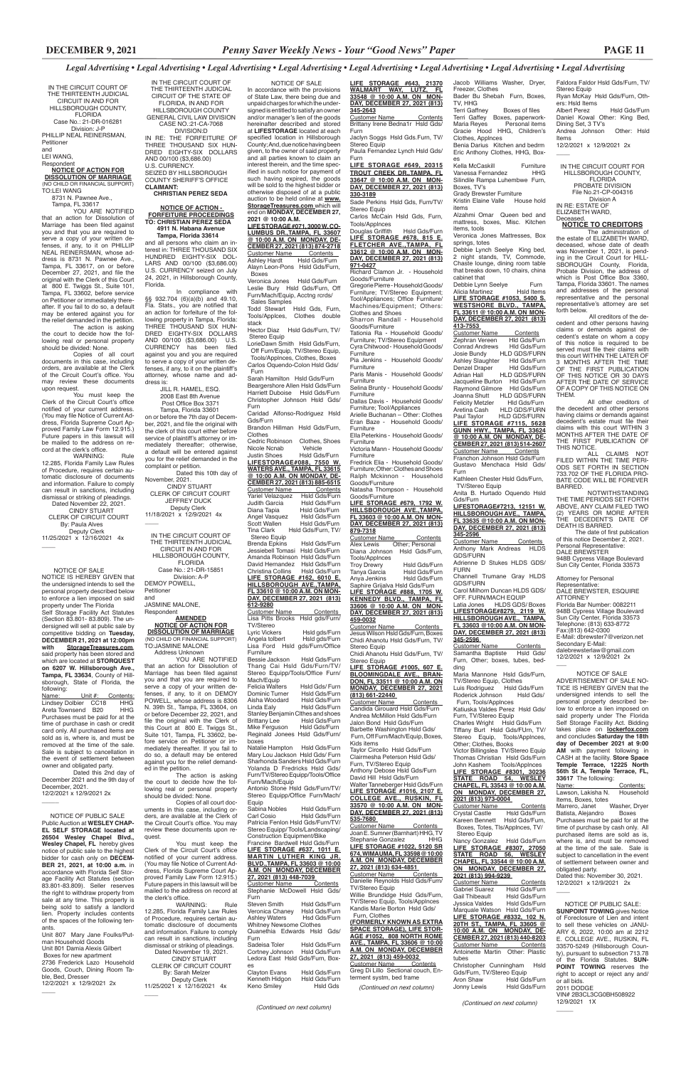*Legal Advertising • Legal Advertising • Legal Advertising • Legal Advertising • Legal Advertising • Legal Advertising • Legal Advertising • Legal Advertising*

IN THE CIRCUIT COURT OF THE THIRTEENTH JUDICIAL CIRCUIT IN AND FOR HILLSBOROUGH COUNTY, FLORIDA
Case No.: 21-DR-016281
Division: J-P
PHILLIP NEAL REINERSMAN, Petitioner
and
LEI WANG, Respondent

**NOTICE OF ACTION FOR DISSOLUTION OF MARRIAGE**
(NO CHILD OR FINANCIAL SUPPORT)
TO:LEI WANG
8731 N. Pawnee Ave., Tampa, FL 33617

YOU ARE NOTIFIED that an action for Dissolution of Marriage has been filed against you and that you are required to serve a copy of your written defenses, if any, to it on PHILLIP NEAL REINERSMAN, whose address is 8731 N. Pawnee Ave., Tampa, FL 33617, on or before December 27, 2021, and file the original with the Clerk of this Court at 800 E. Twiggs St., Suite 101, Tampa, FL 33602, before service on Petitioner or immediately thereafter. If you fail to do so, a default may be entered against you for the relief demanded in the petition.

The action is asking the court to decide how the following real or personal property should be divided: None.

Copies of all court documents in this case, including orders, are available at the Clerk of the Circuit Court's office. You may review these documents upon request.

You must keep the Clerk of the Circuit Court's office notified of your current address. (You may file Notice of Current Address, Florida Supreme Court Approved Family Law Form 12.915.) Future papers in this lawsuit will be mailed to the address on record at the clerk's office.

WARNING: Rule 12.285, Florida Family Law Rules of Procedure, requires certain automatic disclosure of documents and information. Failure to comply can result in sanctions, including dismissal or striking of pleadings.

Dated November 22, 2021.
CINDY STUART
CLERK OF CIRCUIT COURT
By: Paula Alves
Deputy Clerk
11/25/2021 x 12/16/2021 4x

---

NOTICE OF SALE

NOTICE IS HEREBY GIVEN that the undersigned intends to sell the personal property described below to enforce a lien imposed on said property under The Florida Self Storage Facility Act Statutes (Section 83.801- 83.809). The undersigned will sell at public sale by competitive bidding on **Tuesday, DECEMBER 21, 2021 at 12:00pm with StorageTreasures.com**, said property has been stored and which are located at **STORQUEST on 6207 W. Hillsborough Ave., Tampa, FL 33634**, County of Hillsborough, State of Florida, the following:

| Name: | Unit #: | Contents: |
|---|---|---|
| Lindsey Dolbier | CC18 | HHG |
| Areta Townsend | B20 | HHG |

Purchases must be paid for at the time of purchase in cash or credit card only. All purchased items are sold as is, where is, and must be removed at the time of the sale. Sale is subject to cancellation in the event of settlement between owner and obligated party.

Dated this 2nd day of December 2021 and the 9th day of December, 2021.
12/2/2021 x 12/9/2021 2x

---

NOTICE OF PUBLIC SALE

Public Auction at **WESLEY CHAPEL SELF STORAGE located at 26504 Wesley Chapel Blvd., Wesley Chapel, FL** hereby gives notice of public sale to the highest bidder for cash only on **DECEMBER 21, 2021, at 10:00 a.m.** in accordance with Florida Self Storage Facility Act Statutes (section 83.801-83.809). Seller reserves the right to withdraw property from sale at any time. This property is being sold to satisfy a landlord lien. Property includes contents of the spaces of the following tenants.

Unit 807 Mary Jane Foulks/Putman Household Goods
Unit 801 Damia Alexis Gilbert Boxes for new apartment
2736 Frederick Lazo Household Goods, Couch, Dining Room Table, Bed, Dresser
12/2/2021 x 12/9/2021 2x

---

IN THE CIRCUIT COURT OF THE THIRTEENTH JUDICIAL CIRCUIT OF THE STATE OF FLORIDA, IN AND FOR HILLSBOROUGH COUNTY GENERAL CIVIL LAW DIVISION
CASE NO.:21-CA-7068
DIVISION:D
IN RE: THE FORFEITURE OF THREE THOUSAND SIX HUNDRED EIGHTY-SIX DOLLARS AND 00/100 ($3,686.00) U.S. CURRENCY.
SEIZED BY HILLSBOROUGH COUNTY SHERIFF'S OFFICE
**CLAIMANT: CHRISTIAN PEREZ SEDA**

**NOTICE OF ACTION - FORFEITURE PROCEEDINGS**
**TO: CHRISTIAN PEREZ SEDA 4911 N. Habana Avenue Tampa, Florida 33614**

and all persons who claim an interest in: THREE THOUSAND SIX HUNDRED EIGHTY-SIX DOLLARS AND 00/100 ($3,686.00) U.S. CURRENCY seized on July 24, 2021, in Hillsborough County, Florida.

In compliance with §§ 932.704 (6)(a)(b) and 49.10, Fla. Stats., you are notified that an action for forfeiture of the following property in Tampa, Florida: THREE THOUSAND SIX HUNDRED EIGHTY-SIX DOLLARS AND 00/100 ($3,686.00) U.S. CURRENCY has been filed against you and you are required to serve a copy of your written defenses, if any, to it on the plaintiff's attorney, whose name and address is:

JILL R. HAMEL, ESQ.
2008 East 8th Avenue
Post Office Box 3371
Tampa, Florida 33601

on or before the 7th day of December, 2021, and file the original with the clerk of this court either before service of plaintiff's attorney or immediately thereafter; otherwise, a default will be entered against you for the relief demanded in the complaint or petition.

Dated this 10th day of November, 2021.
CINDY STUART
CLERK OF CIRCUIT COURT
JEFFREY DUCK
Deputy Clerk
11/18/2021 x 12/9/2021 4x

---

IN THE CIRCUIT COURT OF THE THIRTEENTH JUDICIAL CIRCUIT IN AND FOR HILLSBOROUGH COUNTY, FLORIDA
Case No.: 21-DR-15851
Division: A-P
DEMOY POWELL, Petitioner
and
JASMINE MALONE, Respondent

**AMENDED NOTICE OF ACTION FOR DISSOLUTION OF MARRIAGE**
(NO CHILD OR FINANCIAL SUPPORT)
TO:JASMINE MALONE
Address Unknown

YOU ARE NOTIFIED that an action for Dissolution of Marriage has been filed against you and that you are required to serve a copy of your written defenses, if any, to it on DEMOY POWELL, whose address is 8306 N. 39th St., Tampa, FL 33604, on or before December 22, 2021, and file the original with the clerk of this Court at 800 E. Twiggs St., Suite 101, Tampa, FL 33602, before service on Petitioner or immediately thereafter. If you fail to do so, a default may be entered against you for the relief demanded in the petition.

The action is asking the court to decide how the following real or personal property should be divided: None.

Copies of all court documents in this case, including orders, are available at the Clerk of the Circuit Court's office. You may review these documents upon request.

You must keep the Clerk of the Circuit Court's office notified of your current address. (You may file Notice of Current Address, Florida Supreme Court Approved Family Law Form 12.915.) Future papers in this lawsuit will be mailed to the address on record at the clerk's office.

WARNING: Rule 12.285, Florida Family Law Rules of Procedure, requires certain automatic disclosure of documents and information. Failure to comply can result in sanctions, including dismissal or striking of pleadings.

Dated November 19, 2021.
CINDY STUART
CLERK OF CIRCUIT COURT
By: Sarah Melzer
Deputy Clerk
11/25/2021 x 12/16/2021 4x

---

NOTICE OF SALE

In accordance with the provisions of State Law, there being due and unpaid charges for which the undersigned is entitled to satisfy an owner and/or manager's lien of the goods hereinafter described and stored at **LIFESTORAGE** located at each specified location in Hillsborough County; And, due notice having been given, to the owner of said property and all parties known to claim an interest therein, and the time specified in such notice for payment of such having expired, the goods will be sold to the highest bidder or otherwise disposed of at a public auction to be held online at **www.StorageTreasures.com** which will end on **MONDAY, DECEMBER 27, 2021 @ 10:00 A.M.**

**LIFE STORAGE #071, 3000 W. COLUMBUS DR., TAMPA, FL 33607 @ 10:00 A.M. ON MONDAY, DECEMBER 27, 2021 (813) 874-2718**

| Customer Name | Contents |
|---|---|
| Ashley Hardt | Hsld Gds/Furn |
| Alayn Leon-Pons | Hsld Gds/Furn, Boxes |
| Veronica Jones | Hsld Gds/Furn |
| Leslie Bury | Hsld Gds/Furn, Off Furn/Mach/Equip, Acctng rcrds/ Sales Samples |
| Todd Stewart | Hsld Gds, Furn, Tools/Applces, Clothes double stack |
| Hector Diaz | Hsld Gds/Furn, TV/ Stereo Equip |
| LorieDawn Smith | Hsld Gds/Furn, Off Furn/Equip, TV/Stereo Equip, Tools/Applnces, Clothes, Boxes |
| Carlos Oquendo-Colon | Hsld Gds/ Furn |
| Sarah Hamilton | Hsld Gds/Furn |
| Beangershore Allen | Hsld Gds/Furn |
| Harriett Duboise | Hsld Gds/Furn |
| Christopher Johnson | Hsld Gds/ Furn |
| Caridad Alfonso-Rodriguez | Hsld Gds/Furn |
| Brandon Hillman | Hsld Gds/Furn, Clothes |
| Cedric Robinson | Clothes, Shoes |
| Nicole Nonab | Vehicle |
| Justin Shoes | Hsld Gds/Furn |

**LIFESTORAGE#088, 7550 W. WATERS AVE., TAMPA, FL 33615 @ 10:00 A.M ON MONDAY, DECEMBER 27, 2021 (813) 885-6515**

| Customer Name | Contents |
|---|---|
| Yariel Velazquez | Hsld Gds/Furn |
| Judith Garcia | Hsld Gds/Furn |
| Diana Tapia | Hsld Gds/Furn |
| Angel Vasquez | Hsld Gds/Furn |
| Scott Wallen | Hsld Gds/Furn |
| Tina Clark | Hsld Gds/Furn, TV/ Stereo Equip |
| Brenda Epkins | Hsld Gds/Furn |
| Jessiebell Tomasi | Hsld Gds/Furn |
| Amanda Robinson | Hsld Gds/Furn |
| David Hernandez | Hsld Gds/Furn |
| Christina Collins | Hsld Gds/Furn |

**LIFE STORAGE #162, 6010 E. HILLSBOROUGH AVE., TAMPA, FL 33610 @ 10:00 A.M. ON MONDAY, DECEMBER 27, 2021 (813) 612-9280**

| Customer Name | Contents |
|---|---|
| Lisa Pitts Brooks | Hsld gds/Furn/ TV/Stereo |
| Lyric Vickers | Hsld gds/Furn |
| Angela tolbert | Hsld gds/Furn |
| Lisa Ford | Hsld gds/Furn/Office Furniture |
| Bessie Jackson | Hsld Gds/Furn |
| Thang Cai | Hsld Gds/Furn/TV/ Stereo Equipp/Tools/Office Furn/ Mach/Equip |
| Felicia Walters | Hsld Gds/Furn |
| Dominic Turner | Hsld Gds/Furn |
| Aisha Woodard | Hsld Gds/Furn |
| Linda Ealy | Hsld Gds/Furn |
| Stanley Benjamin | Clthes and shoes |
| Brittany Lee | Hsld Gds/Furn |
| Mike Ferguson | Hsld Gds/Furn |
| Reginald Jonees | Hsld Gds/Furn boxes |
| Natalie Hampton | Hsld Gds/Furn |
| Mary Lou Jackson | Hsld Gds/Furn |
| Sharhonda Sanders | Hsld Gds/Furn |
| Yolanda D Fredricks | Hsld Gds/ Furn/TV/Stereo Equipp/Tools/Office Furn/Mach/Equip |
| Antonio Stone | Hsld Gds/Furn/TV/ Stereo Equipp/Office Furn/Mach/ Equip |
| Sabina Nobles | Hsld Gds/Furn |
| Carl Cosio | Hsld Gds/Furn |
| Patricia Fenlon | Hsld Gds/Furn/TV/ Stereo Equipp/ Tools/Landscaping/ Construction Equipment/Bike |
| Francine Bardwell | Hsld Gds/Furn |

**LIFE STORAGE #637, 1011 E. MARTIN LUTHER KING JR. BLVD., TAMPA, FL 33603 @ 10:00 A.M. ON MONDAY, DECEMBER 27, 2021 (813) 448-7039**

| Customer Name | Contents |
|---|---|
| Stephanie McDowell | Hsld Gds/ Furn |
| Steven Smith | Hsld Gds/Furn |
| Veronica Chaney | Hsld Gds/Furn |
| Ashley Waters | Hsld Gds/Furn |
| Whitney Newsome | Clothes |
| Quanethia Edwards | Hsld Gds/ Furn |
| Sadeisa Toler | Hsld Gds/Furn |
| Cortney Johnson | Hsld Gds/Furn |
| Ledora East | Hsld Gds/Furn, Boxes |
| Clayton Evans | Hsld Gds/Furn |
| Kenneth Hidgon | Hsld Gds/Furn |
| Keno Smiley | Hsld Gds |

*(Continued on next column)*

**LIFE STORAGE #643, 21370 WALMART WAY, LUTZ, FL 33548 @ 10:00 A.M. ON MONDAY, DECEMBER 27, 2021 (813) 345-2643**

| Customer Name | Contents |
|---|---|
| Brittany Irene Bedna1r | Hsld Gds/ Furn |
| Jaclyn Soggs | Hsld Gds.Furn, TV/ Stereo Equip |
| Paula Fernandez Lynch | Hsld Gds/ Furn |

**LIFE STORAGE #649, 20315 TROUT CREEK DR.,TAMPA, FL 33647 @ 10:00 A.M. ON MONDAY, DECEMBER 27, 2021 (813) 330-3189**

| Customer Name | Contents |
|---|---|
| Sade Perkins | Hsld Gds, Furn/TV/ Stereo Equip |
| Carlos McCain | Hsld Gds, Furn, Tools/Applnces |
| Douglas Griffith | Hsld Gds/Furn |

**LIFE STORAGE #678, 815 E. FLETCHER AVE.,TAMPA, FL 33612 @ 10:00 A.M. ON MONDAY, DECEMBER 27, 2021 (813) 971-0427**

| Customer Name | Contents |
|---|---|
| Richard Clamon Jr. | Household Goods/Furniture |
| Gregorie Pierre | Household Goods/ Furniture; TV/Stereo Equipment; Tool/Appliances; Office Furniture/ Machines/Equipment; Others: Clothes and Shoes |
| Sharon Randall | Household Goods/Furniture |
| Tationia Ra | Household Goods/ Furniture; TV/Stereo Equipment |
| Cyra Chitwood | Household Goods/ Furniture |
| Pia Jenkins | Household Goods/ Furniture |
| Paris Manis | Household Goods/ Furniture |
| Selina Brunty | Household Goods/ Furniture |
| Dallas Davis | Household Goods/ Furniture; Tool/Appliances |
| Arielle Buchanan | Other: Clothes |
| Eran Baze | Household Goods/ Furniture |
| Ella Peterkins | Household Goods/ Furniture |
| Victoria Mann | Household Goods/ Furniture |
| Fredrick Elia | Household Goods/ Furniture; Other: Clothes and Shoes |
| Ralph Mckinnon | Household Goods/Furniture |
| Natasha Thompson | Household Goods/Furniture |

**LIFE STORAGE #679, 1792 W. HILLSBOROUGH AVE.,TAMPA, FL 33603 @ 10:00 A.M. ON MONDAY, DECEMBER 27, 2021 (813) 879-7318**

| Customer Name | Contents |
|---|---|
| Alex Lewis | Other; Personal |
| Diana Johnson | Hsld Gds/Furn, Tools/Applnces |
| Troy Drewry | Hsld Gds/Furn |
| Tanya Garcia | Hsld Gds/Furn |
| Anya Jenkins | Hsld Gds/Furn |
| Saphire Grijalva | Hsld Gds/Furn |

**LIFE STORAGE #888, 1705 W. KENNEDY BLVD., TAMPA, FL 33606 @ 10:00 A.M. ON MONDAY, DECEMBER 27, 2021 (813) 459-0032**

| Customer Name | Contents |
|---|---|
| Jesus Wilson | Hsld Gds/Furn, Boxes |
| Chidi Ahanotu | Hsld Gds/Furn, TV/ Stereo Equip |
| Chidi Ahanotu | Hsld Gds/Furn, TV/ Stereo Equip |

**LIFE STORAGE #1005, 607 E. BLOOMINGDALE AVE., BRANDON, FL 33511 @ 10:00 A.M. ON MONDAY, DECEMBER 27, 2021 (813) 661-22440**

| Customer Name | Contents |
|---|---|
| Candida Girouard | Hsld Gds/Furn |
| Andrea McMillon | Hsld Gds/Furn |
| Jalon Bond | Hsld Gds/Furn |
| Barbette Washington | Hsld Gds/ Furn, Off Furn/Mach/Equip, Boxes, Kids items |
| Taylor Circello | Hsld Gds/Furn |
| Clairmesha Peterson | Hsld Gds/ Furn, TV/Stereo Equip |
| Anthony Debose | Hsld Gds/Furn |
| David Hill | Hsld Gds/Furn |
| Walter Tannebrger | Hsld Gds/Furn |

**LIFE STORAGE #1016, 2107 E. COLLEGE AVE., RUSKIN, FL 33570 @ 10:00 A.M. ON MONDAY, DECEMBER 27, 2021 (813) 535-7680**

| Customer Name | Contents |
|---|---|
| Joan E. Sumner (Barnhart) | HHG, TV |
| Stephanie Gonzalez | HHG |

**LIFE STORAGE #1022, 5120 SR 674, WIMAUMA, FL 33598 @ 10:00 A.M. ON MONDAY, DECEMBER 27, 2021 (813) 634-4851**

| Customer Name | Contents |
|---|---|
| Danielle Reynolds | Hsld Gds/Furn/ TV/Stereo Equip |
| Willie Brundidge | Hsld Gds/Furn, TV/Stereo Equip, Tools/Applnces |
| Kandis Marie Borton | Hsld Gds/ Furn, Clothes |

**(FORMERLY KNOWN AS EXTRA SPACE STORAGE), LIFE STORAGE #1052, 808 NORTH ROME AVE., TAMPA, FL 33606 @ 10:00 A.M. ON MONDAY, DECEMBER 27, 2021 (813) 459-0032**

| Customer Name | Contents |
|---|---|
| Greg Di Lillo | Sectional couch, Enterment systm, bed frame |

*(Continued on next column)*

| Customer Name | Contents |
|---|---|
| Jacob Williams | Washer, Dryer, Freezer, Clothes |
| Bader Bu Shebah | Furn, Boxes, TV, HHG |
| Terri Gaffney | Boxes of files |
| Terri Gaffey | Boxes, paperwork- |
| Maria Reyes | Personal items |
| Gracie Hood | HHG, Children's Clothes, Applnces |
| Benia Darius | Kitchen and bedrm |
| Eric Anthony Clothes, | HHG, Boxes |
| Kella McCaskill | Furniture |
| Vanessa Fernandez | HHG |
| Silindile Rampa Luhembwe | Furn, Boxes, TV's |
| Grady Brewster | Furniture |
| Kristin Elaine Valle | House hold items |
| Alzahmi Omar | Queen bed and mattress, boxes, Misc. Kitchen items, tools |
| Veronica Jones | Mattresses, Box springs, totes |
| Debbie Lynch Seelye | King bed, 2 night stands, TV, Commode, Chaste lounge, dining room table that breaks down, 10 chairs, china cabinet that |
| Debbie Lynn Seelye | Furn |
| Alicia Martinez | Hsld Items |

**LIFE STORAGE #1053, 5400 S. WESTSHORE BLVD., TAMPA, FL 33611 @ 10:00 A.M. ON MONDAY, DECEMBER 27, 2021 (813) 413-7553**

| Customer Name | Contents |
|---|---|
| Zephran Vereen | Hld Gds/Furn |
| Conrad Andrews | Hld Gds/Furn |
| Josie Bundy | HLD GDS/FURN |
| Ashley Slaughter | Hld Gds/Furn |
| Denzel Draper | Hld Gds/Furn |
| Adrian Hall | HLD GDS/FURN |
| Jacqueline Burton | Hld Gds/Furn |
| Raymond Gilmore | Hld Gds/Furn |
| Joanna Shutt | HLD GDS/FURN |
| Felicity Metzler | Hld Gds/Furn |
| Arelina Cash | HLD GDS/FURN |
| Paul Taylor | HLD GDS/FURN |

**LIFE STORAGE #7115, 5628 GUNN HWY., TAMPA, FL 33624 @ 10:00 A.M. ON MONDAY, DECEMBER 27, 2021 (813) 514-2607**

| Customer Name | Contents |
|---|---|
| Franchon Johnson | Hsld Gds/Furn |
| Gustavo Menchaca | Hsld Gds/ Furn |
| Kathleen Chester | Hsld Gds/Furn, TV/Stereo Equip |
| Anita B. Hurtado Oquendo | Hsld Gds/Furn |

**LIFESTORAGE#7213, 12151 W. HILLSBOROUGH AVE., TAMPA, FL 33635 @10:00 A.M. ON MONDAY, DECEMBER 27, 2021 (813) 345-2596**

| Customer Name | Contents |
|---|---|
| Anthony Mark Andreas | HLDS GDS/FURN |
| Adrienne D Stukes | HLDS GDS/ FURN |
| Channell Trumane Gray | HLDS GDS/FURN |
| Carol Milhorn Duncan | HLDS GDS/ OFF. FURN/MACH EQUIP |
| Latia Jones | HLDS GDS/ Boxes |

**LIFESTORAGE#8279, 2119 W. HILLSBOROUGH AVE., TAMPA, FL 33603 @10:00 A.M. ON MONDAY, DECEMBER 27, 2021 (813) 345-2596**

| Customer Name | Contents |
|---|---|
| Samantha Baptiste | Hsld Gds/ Furn, Other; boxes, tubes, bedding |
| Maria Mannone | Hsld Gds/Furn, TV/Stereo Equip, Clothes |
| Luis Rodriguez | Hsld Gds/Furn |
| Roderick Johnson | Hsld Gds/ Furn, Tools/Applnces |
| Katiuska Valdes Perez | Hsld Gds/ Furn, TV/Stereo Equip |
| Charles Wright | Hsld Gds/Furn |
| Tiffany Burt | Hsld Gds/FUrn, TV/ Stereo Equip, Tools/Applnces, Other; Clothes, Books |
| Victor Billingslea | TV/Stereo Equip |
| Thomas Christian | Hsld Gds/Furn |
| John Kashem | Tools/Applnces |

**LIFE STORAGE #8301, 30236 STATE ROAD 54, WESLEY CHAPEL, FL 33543 @ 10:00 A.M. ON MONDAY, DECEMBER 27, 2021 (813) 973-0004**

| Customer Name | Contents |
|---|---|
| Crystal Castle | Hsld Gds/Furn |
| Kareen Bennett | Hsld Gds/Furn, Boxes, Totes, Tls/Applnces, TV/ Stereo Equip |
| Nancy Gonzalez | Hsld Gds/Furn |

**LIFE STORAGE #8307, 27050 STATE ROAD 56, WESLEY CHAPEL, FL 33544 @ 10:00 A.M. ON MONDAY, DECEMBER 27, 2021 (813) 994-9239**

| Customer Name | Contents |
|---|---|
| Gabriel Suarez | Hsld Gds/Furn |
| Gail Thibeault | Hsld Gds/Furn |
| Jyssica Valdes | Hsld Gds/Furn |
| Marquale Watson | Hsld Gds/Furn |

**LIFE STORAGE #8332, 102 N. 20TH ST., TAMPA, FL 33605 @ 10:00 A.M. ON MONDAY, DECEMBER 27, 2021 (813) 440-8203**

| Customer Name | Contents |
|---|---|
| Antoinette Martin | Other: Plastic tubes |
| Christopher Cunningham | Hsld Gds/Furn, TV/Stereo Equip |
| Aron Shaw | Hsld Gds/Furn |
| Jonny Lewis | Hsld Gds/Furn |

*(Continued on next column)*

| Customer Name | Contents |
|---|---|
| Faldora Faldor | Hsld Gds/Furn, TV/ Stereo Equip |
| Ryan McKay | Hsld Gds/Furn, Others: Hsld Items |
| Albert Perez | Hsld Gds/Furn |
| Daniel Kowal | Other: King Bed, Dining Set, 3 TV's |
| Andrea Johnson | Other: Hsld Items |

12/2/2021 x 12/9/2021 2x

---

IN THE CIRCUIT COURT FOR HILLSBOROUGH COUNTY, FLORIDA
PROBATE DIVISION
File No.21-CP-004316
Division A
IN RE: ESTATE OF ELIZABETH WARD, Deceased.

**NOTICE TO CREDITORS**

The administration of the estate of ELIZABETH WARD, deceased, whose date of death was November 1, 2021, is pending in the Circuit Court for HILLSBOROUGH County, Florida, Probate Division, the address of which is Post Office Box 3360, Tampa, Florida 33601. The names and addresses of the personal representative and the personal representative's attorney are set forth below.

All creditors of the decedent and other persons having claims or demands against decedent's estate on whom a copy of this notice is required to be served must file their claims with this court WITHIN THE LATER OF 3 MONTHS AFTER THE TIME OF THE FIRST PUBLICATION OF THIS NOTICE OR 30 DAYS AFTER THE DATE OF SERVICE OF A COPY OF THIS NOTICE ON THEM.

All other creditors of the decedent and other persons having claims or demands against decedent's estate must file their claims with this court WITHIN 3 MONTHS AFTER THE DATE OF THE FIRST PUBLICATION OF THIS NOTICE.

ALL CLAIMS NOT FILED WITHIN THE TIME PERIODS SET FORTH IN SECTION 733.702 OF THE FLORIDA PROBATE CODE WILL BE FOREVER BARRED.

NOTWITHSTANDING THE TIME PERIODS SET FORTH ABOVE, ANY CLAIM FILED TWO (2) YEARS OR MORE AFTER THE DECEDENT'S DATE OF DEATH IS BARRED.

The date of first publication of this notice December 2, 2021.

Personal Representative:
DALE BREWSTER
948B Cypress Village Boulevard
Sun City Center, Florida 33573

Attorney for Personal Representative:
DALE BREWSTER, ESQUIRE
ATTORNEY
Florida Bar Number: 0082211
948B Cypress Village Boulevard
Sun City Center, Florida 33573
Telephone: (813) 633-8772
Fax:(813) 642-0300
E-Mail: dbrewster7@verizon.net
Secondary E-Mail: dalebrewsterlaw@gmail.com
12/2/2021 x 12/9/2021 2x

---

NOTICE OF SALE

ADVERTISEMENT OF SALE NOTICE IS HEREBY GIVEN that the undersigned intends to sell the personal property described below to enforce a lien imposed on said property under The Florida Self Storage Facility Act. Bidding takes place on **lockerfox.com** and concludes **Saturday the 18th day of December 2021 at 9:00 AM** with payment following in CASH at the facility. **Store Space Temple Terrace, 12225 North 56th St A, Temple Terrace, FL, 33617** The following:

| Name: | Contents: |
|---|---|
| Lawson, Lakisha N. | Household Items, Boxes, totes |
| Marrero, Janet | Washer, Dryer |
| Batista, Alejandro | Boxes |

Purchases must be paid for at the time of purchase by cash only. All purchased items are sold as is, where is, and must be removed at the time of the sale. Sale is subject to cancellation in the event of settlement between owner and obligated party.

Dated this: November 30, 2021.
12/2/2021 x 12/9/2021 2x

---

NOTICE OF PUBLIC SALE:

**SUNPOINT TOWING** gives Notice of Foreclosure of Lien and intent to sell these vehicles on JANUARY 6, 2022, 10:00 am at 2212 E. COLLEGE AVE., RUSKIN, FL 33570-5249 (Hillsborough County), pursuant to subsection 713.78 of the Florida Statutes. **SUNPOINT TOWING** reserves the right to accept or reject any and/or all bids.

2011 DODGE
VIN# 2B3CL3CG0BH508922
12/9/2021 1X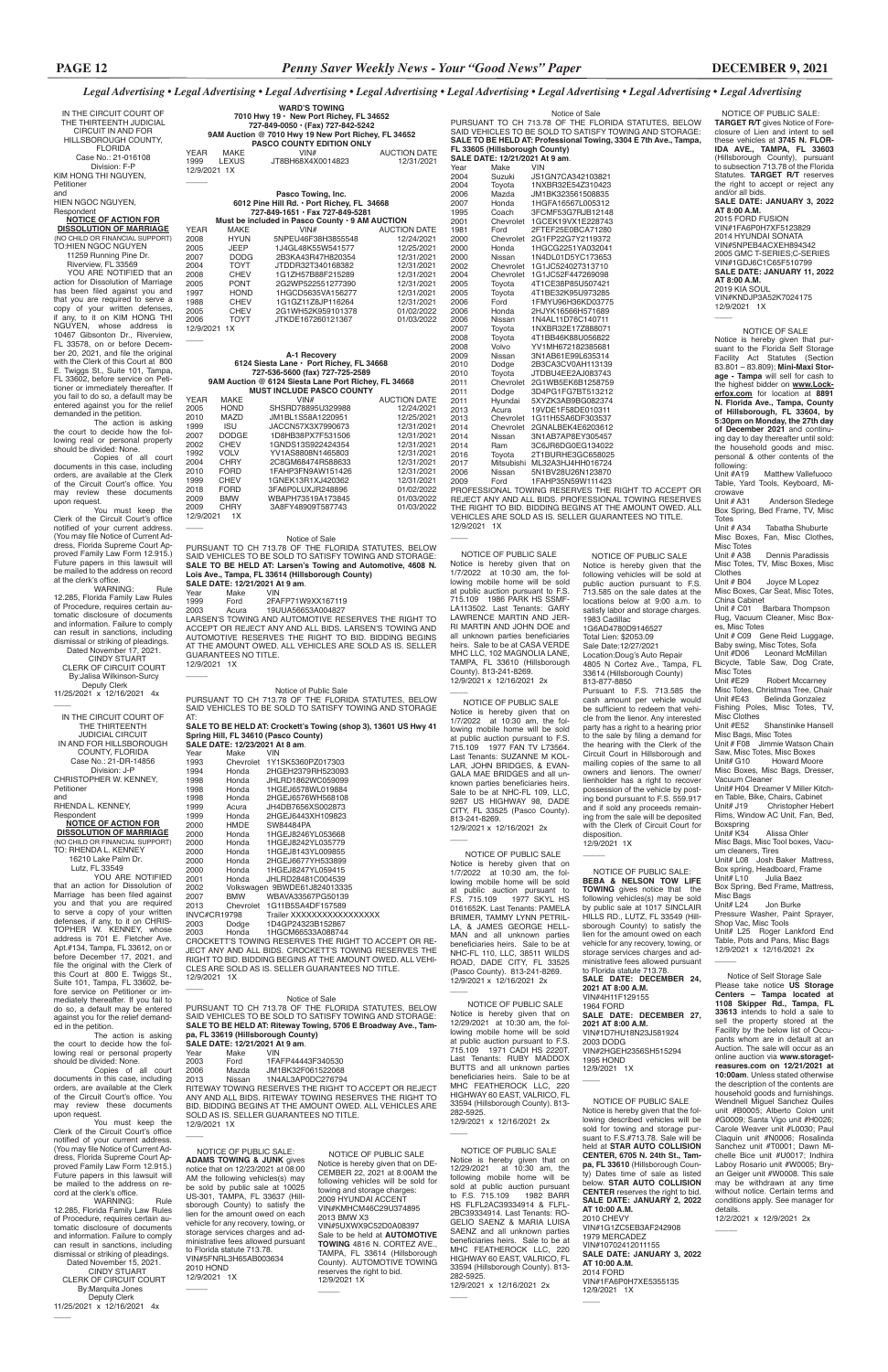*Legal Advertising • Legal Advertising • Legal Advertising • Legal Advertising • Legal Advertising • Legal Advertising • Legal Advertising • Legal Advertising*

IN THE CIRCUIT COURT OF THE THIRTEENTH JUDICIAL CIRCUIT IN AND FOR HILLSBOROUGH COUNTY, FLORIDA
Case No.: 21-016108
Division: F-P
KIM HONG THI NGUYEN,
Petitioner
and
HIEN NGOC NGUYEN,
Respondent

**NOTICE OF ACTION FOR DISSOLUTION OF MARRIAGE**
(NO CHILD OR FINANCIAL SUPPORT)
TO:HIEN NGOC NGUYEN
11259 Running Pine Dr.
Riverview, FL 33569

YOU ARE NOTIFIED that an action for Dissolution of Marriage has been filed against you and that you are required to serve a copy of your written defenses, if any, to it on KIM HONG THI NGUYEN, whose address is 10467 Gibsonton Dr., Riverview, FL 33578, on or before December 20, 2021, and file the original with the Clerk of this Court at 800 E. Twiggs St., Suite 101, Tampa, FL 33602, before service on Petitioner or immediately thereafter. If you fail to do so, a default may be entered against you for the relief demanded in the petition.

The action is asking the court to decide how the following real or personal property should be divided: None.

Copies of all court documents in this case, including orders, are available at the Clerk of the Circuit Court's office. You may review these documents upon request.

You must keep the Clerk of the Circuit Court's office notified of your current address. (You may file Notice of Current Address, Florida Supreme Court Approved Family Law Form 12.915.) Future papers in this lawsuit will be mailed to the address on record at the clerk's office.

WARNING: Rule 12.285, Florida Family Law Rules of Procedure, requires certain automatic disclosure of documents and information. Failure to comply can result in sanctions, including dismissal or striking of pleadings.

Dated November 17, 2021.
CINDY STUART
CLERK OF CIRCUIT COURT
By:Jalisa Wilkinson-Surcy
Deputy Clerk
11/25/2021 x 12/16/2021 4x

---

IN THE CIRCUIT COURT OF THE THIRTEENTH JUDICIAL CIRCUIT IN AND FOR HILLSBOROUGH COUNTY, FLORIDA
Case No.: 21-DR-14856
Division: J-P
CHRISTOPHER W. KENNEY,
Petitioner
and
RHENDA L. KENNEY,
Respondent

**NOTICE OF ACTION FOR DISSOLUTION OF MARRIAGE**
(NO CHILD OR FINANCIAL SUPPORT)
TO: RHENDA L. KENNEY
16210 Lake Palm Dr.
Lutz, FL 33549

YOU ARE NOTIFIED that an action for Dissolution of Marriage has been filed against you and that you are required to serve a copy of your written defenses, if any, to it on CHRISTOPHER W. KENNEY, whose address is 701 E. Fletcher Ave. Apt.#134, Tampa, FL 33612, on or before December 17, 2021, and file the original with the Clerk of this Court at 800 E. Twiggs St., Suite 101, Tampa, FL 33602, before service on Petitioner or immediately thereafter. If you fail to do so, a default may be entered against you for the relief demanded in the petition.

The action is asking the court to decide how the following real or personal property should be divided: None.

Copies of all court documents in this case, including orders, are available at the Clerk of the Circuit Court's office. You may review these documents upon request.

You must keep the Clerk of the Circuit Court's office notified of your current address. (You may file Notice of Current Address, Florida Supreme Court Approved Family Law Form 12.915.) Future papers in this lawsuit will be mailed to the address on record at the clerk's office.

WARNING: Rule 12.285, Florida Family Law Rules of Procedure, requires certain automatic disclosure of documents and information. Failure to comply can result in sanctions, including dismissal or striking of pleadings.

Dated November 15, 2021.
CINDY STUART
CLERK OF CIRCUIT COURT
By:Marquita Jones
Deputy Clerk
11/25/2021 x 12/16/2021 4x

---

**WARD'S TOWING**
**7010 Hwy 19 • New Port Richey, FL 34652**
**727-849-0050 • (Fax) 727-842-5242**
**9AM Auction @ 7010 Hwy 19 New Port Richey, FL 34652**
**PASCO COUNTY EDITION ONLY**

| YEAR | MAKE | VIN# | AUCTION DATE |
|---|---|---|---|
| 1999 | LEXUS | JT8BH68X4X0014823 | 12/31/2021 |

12/9/2021 1X

---

**Pasco Towing, Inc.**
**6012 Pine Hill Rd. • Port Richey, FL 34668**
**727-849-1651 • Fax 727-849-5281**
**Must be included in Pasco County • 9 AM AUCTION**

| YEAR | MAKE | VIN# | AUCTION DATE |
|---|---|---|---|
| 2008 | HYUN | 5NPEU46F38H3855548 | 12/24/2021 |
| 2005 | JEEP | 1J4GL48K55W541577 | 12/25/2021 |
| 2007 | DODG | 2B3KA43R47H820354 | 12/31/2021 |
| 2004 | TOYT | JTDDR32T340168382 | 12/31/2021 |
| 2008 | CHEV | 1G1ZH57B88F215289 | 12/31/2021 |
| 2005 | PONT | 2G2WP522551277390 | 12/31/2021 |
| 1997 | HOND | 1HGCD5635VA156277 | 12/31/2021 |
| 1988 | CHEV | 1G1GZ11Z8JP116264 | 12/31/2021 |
| 2005 | CHEV | 2G1WH52K959101378 | 01/02/2022 |
| 2006 | TOYT | JTKDE167260121367 | 01/03/2022 |

12/9/2021 1X

---

**A-1 Recovery**
**6124 Siesta Lane • Port Richey, FL 34668**
**727-536-5600 (fax) 727-725-2589**
**9AM Auction @ 6124 Siesta Lane Port Richey, FL 34668**
**MUST INCLUDE PASCO COUNTY**

| YEAR | MAKE | VIN# | AUCTION DATE |
|---|---|---|---|
| 2005 | HOND | SHSRD78895U329988 | 12/24/2021 |
| 2010 | MAZD | JM1BL1S58A1220951 | 12/25/2021 |
| 1999 | ISU | JACCN57X3X7990673 | 12/31/2021 |
| 2007 | DODGE | 1D8HB38PX7F531506 | 12/31/2021 |
| 2002 | CHEV | 1GNDS13S922424354 | 12/31/2021 |
| 1992 | VOLV | YV1AS8808N1465803 | 12/31/2021 |
| 2004 | CHRY | 2C8GM68474R588633 | 12/31/2021 |
| 2010 | FORD | 1FAHP3FN9AW151426 | 12/31/2021 |
| 1999 | CHEV | 1GNEK13R1XJ420362 | 12/31/2021 |
| 2018 | FORD | 3FA6P0LUXJR248896 | 01/02/2022 |
| 2009 | BMW | WBAPH73519A173845 | 01/03/2022 |
| 2009 | CHRY | 3A8FY48909T587743 | 01/03/2022 |

12/9/2021 1X

---

Notice of Sale

PURSUANT TO CH 713.78 OF THE FLORIDA STATUTES, BELOW SAID VEHICLES TO BE SOLD TO SATISFY TOWING AND STORAGE: **SALE TO BE HELD AT: Larsen's Towing and Automotive, 4608 N. Lois Ave., Tampa, FL 33614 (Hillsborough County)**
**SALE DATE: 12/21/2021 At 9 am**.

| Year | Make | VIN |
|---|---|---|
| 1999 | Ford | 2FAFP71W9XX167119 |
| 2003 | Acura | 19UUA56653A004827 |

LARSEN'S TOWING AND AUTOMOTIVE RESERVES THE RIGHT TO ACCEPT OR REJECT ANY AND ALL BIDS. LARSEN'S TOWING AND AUTOMOTIVE RESERVES THE RIGHT TO BID. BIDDING BEGINS AT THE AMOUNT OWED. ALL VEHICLES ARE SOLD AS IS. SELLER GUARANTEES NO TITLE.
12/9/2021 1X

---

Notice of Public Sale

PURSUANT TO CH 713.78 OF THE FLORIDA STATUTES, BELOW SAID VEHICLES TO BE SOLD TO SATISFY TOWING AND STORAGE AT:
**SALE TO BE HELD AT: Crockett's Towing (shop 3), 13601 US Hwy 41 Spring Hill, FL 34610 (Pasco County)**
**SALE DATE: 12/23/2021 At 8 am**.

| Year | Make | VIN |
|---|---|---|
| 1993 | Chevrolet | 1Y1SK5360PZ017303 |
| 1994 | Honda | 2HGEH2379RH523093 |
| 1998 | Honda | JHLRD1862WC059099 |
| 1998 | Honda | 1HGEJ6578WL019884 |
| 1998 | Honda | 2HGEJ6576WH568108 |
| 1999 | Acura | JH4DB7656XS002873 |
| 1999 | Honda | 2HGEJ6443XH109823 |
| 2000 | HMDE | SW84484PA |
| 2000 | Honda | 1HGEJ8246YL053668 |
| 2000 | Honda | 1HGEJ8242YL035779 |
| 2000 | Honda | 1HGEJ8143YL009855 |
| 2000 | Honda | 2HGEJ6677YH533899 |
| 2000 | Honda | 1HGEJ8247YL059415 |
| 2001 | Honda | JHLRD28481C004539 |
| 2002 | Volkswagen | 9BWDE61J824013335 |
| 2007 | BMW | WBAVA33567PG50139 |
| 2013 | Chevrolet | 1G11B5SA4DF157589 |
| INVC#CR19798 | | Trailer XXXXXXXXXXXXXXXXX |
| 2003 | Dodge | 1D4GP24323B152867 |
| 2003 | Honda | 1HGCM66533A088744 |

CROCKETT'S TOWING RESERVES THE RIGHT TO ACCEPT OR REJECT ANY AND ALL BIDS. CROCKETT'S TOWING RESERVES THE RIGHT TO BID. BIDDING BEGINS AT THE AMOUNT OWED. ALL VEHICLES ARE SOLD AS IS. SELLER GUARANTEES NO TITLE.
12/9/2021 1X

---

Notice of Sale

PURSUANT TO CH 713.78 OF THE FLORIDA STATUTES, BELOW SAID VEHICLES TO BE SOLD TO SATISFY TOWING AND STORAGE: **SALE TO BE HELD AT: Riteway Towing, 5706 E Broadway Ave., Tampa, FL 33619 (Hillsborough County)**
**SALE DATE: 12/21/2021 At 9 am**.

| Year | Make | VIN |
|---|---|---|
| 2003 | Ford | 1FAFP44443F340530 |
| 2006 | Mazda | JM1BK32F061522068 |
| 2013 | Nissan | 1N4AL3AP0DC276794 |

RITEWAY TOWING RESERVES THE RIGHT TO ACCEPT OR REJECT ANY AND ALL BIDS. RITEWAY TOWING RESERVES THE RIGHT TO BID. BIDDING BEGINS AT THE AMOUNT OWED. ALL VEHICLES ARE SOLD AS IS. SELLER GUARANTEES NO TITLE.
12/9/2021 1X

---

NOTICE OF PUBLIC SALE: **ADAMS TOWING & JUNK** gives notice that on 12/23/2021 at 08:00 AM the following vehicles(s) may be sold by public sale at 10025 US-301, TAMPA, FL 33637 (Hillsborough County) to satisfy the lien for the amount owed on each vehicle for any recovery, towing, or storage services charges and administrative fees allowed pursuant to Florida statute 713.78.
VIN#5FNRL3H65AB003634
2010 HOND
12/9/2021 1X

---

NOTICE OF PUBLIC SALE
Notice is hereby given that on DECEMBER 22, 2021 at 8:00AM the following vehicles will be sold for towing and storage charges:
2009 HYUNDAI ACCENT
VIN#KMHCM46C29U374895
2013 BMW X3
VIN#5UXWX9C52D0A08397
Sale to be held at **AUTOMOTIVE TOWING** 4816 N. CORTEZ AVE., TAMPA, FL 33614 (Hillsborough County). AUTOMOTIVE TOWING reserves the right to bid.
12/9/2021 1X

---

Notice of Sale

PURSUANT TO CH 713.78 OF THE FLORIDA STATUTES, BELOW SAID VEHICLES TO BE SOLD TO SATISFY TOWING AND STORAGE: **SALE TO BE HELD AT: Professional Towing, 3304 E 7th Ave., Tampa, FL 33605 (Hillsborough County)**
**SALE DATE: 12/21/2021 At 9 am**.

| Year | Make | VIN |
|---|---|---|
| 2004 | Suzuki | JS1GN7CA342103821 |
| 2004 | Toyota | 1NXBR32E54Z310423 |
| 2006 | Mazda | JM1BK323561508835 |
| 2007 | Honda | 1HGFA16567L005312 |
| 1995 | Coach | 3FCMF53G7RJB12148 |
| 2001 | Chevrolet | 1GCEK19VX1E228743 |
| 1981 | Ford | 2FTEF25E0BCA71280 |
| 2000 | Chevrolet | 2G1FP22G7Y2119372 |
| 2000 | Honda | 1HGCG2251YA032041 |
| 2000 | Nissan | 1N4DL01D5YC173653 |
| 2002 | Chevrolet | 1G1JC524027313710 |
| 2004 | Chevrolet | 1G1JC52F447269098 |
| 2005 | Toyota | 4T1CE38P85U507421 |
| 2005 | Toyota | 4T1BE32K95U973285 |
| 2006 | Ford | 1FMYU96H36KD03775 |
| 2006 | Honda | 2HJYK16566H571689 |
| 2006 | Nissan | 1N4AL11D76C140711 |
| 2007 | Toyota | 1NXBR32E17Z888071 |
| 2008 | Toyota | 4T1BB46K88U056822 |
| 2008 | Volvo | YV1MH672182385681 |
| 2009 | Nissan | 3N1AB61E99L635314 |
| 2010 | Dodge | 2B3CA3CV0AH113139 |
| 2010 | Toyota | JTDBU4EE2AJ083743 |
| 2011 | Chevrolet | 2G1WB5EK6B1258759 |
| 2011 | Dodge | 3D4PG1FG7BT513212 |
| 2011 | Hyundai | 5XYZK3AB9BG082374 |
| 2013 | Acura | 19VDE1F58DE010311 |
| 2013 | Chevrolet | 1G11H5SA6DF303537 |
| 2014 | Chevrolet | 2GNALBEK4E6203612 |
| 2014 | Nissan | 3N1AB7AP8EY305457 |
| 2014 | Ram | 3C6JR6DG6EG134022 |
| 2016 | Toyota | 2T1BURHE3GC658025 |
| 2017 | Mitsubishi | ML32A3HJ4HH016724 |
| 2006 | Nissan | 5N1BV28U26N123870 |
| 2009 | Ford | 1FAHP35N59W111423 |

PROFESSIONAL TOWING RESERVES THE RIGHT TO ACCEPT OR REJECT ANY AND ALL BIDS. PROFESSIONAL TOWING RESERVES THE RIGHT TO BID. BIDDING BEGINS AT THE AMOUNT OWED. ALL VEHICLES ARE SOLD AS IS. SELLER GUARANTEES NO TITLE.
12/9/2021 1X

---

NOTICE OF PUBLIC SALE
Notice is hereby given that on 1/7/2022 at 10:30 am, the following mobile home will be sold at public auction pursuant to F.S. 715.109 1986 PARK HS SSMF-LA113502. Last Tenants: GARY LAWRENCE MARTIN AND JERI MARTIN AND JOHN DOE and all unknown parties beneficiaries heirs. Sale to be at CASA VERDE MHC LLC, 102 MAGNOLIA LANE, TAMPA, FL 33610 (Hillsborough County). 813-241-8269.
12/9/2021 x 12/16/2021 2x

---

NOTICE OF PUBLIC SALE
Notice is hereby given that on 1/7/2022 at 10:30 am, the following mobile home will be sold at public auction pursuant to F.S. 715.109 1977 FAN TV L73564. Last Tenants: SUZANNE M KOLLAR, JOHN BRIDGES, & EVANGALA MAE BRIDGES and all unknown parties beneficiaries heirs. Sale to be at NHC-FL 109, LLC, 9267 US HIGHWAY 98, DADE CITY, FL 33525 (Pasco County). 813-241-8269.
12/9/2021 x 12/16/2021 2x

---

NOTICE OF PUBLIC SALE
Notice is hereby given that on 1/7/2022 at 10:30 am, the following mobile home will be sold at public auction pursuant to F.S. 715.109 1977 SKYL HS 0161652K. Last Tenants: PAMELA BRIMER, TAMMY LYNN PETRILLA, & JAMES GEORGE HELLMAN and all unknown parties beneficiaries heirs. Sale to be at NHC-FL 110, LLC, 38511 WILDS ROAD, DADE CITY, FL 33525 (Pasco County). 813-241-8269.
12/9/2021 x 12/16/2021 2x

---

NOTICE OF PUBLIC SALE
Notice is hereby given that on 12/29/2021 at 10:30 am, the following mobile home will be sold at public auction pursuant to F.S. 715.109 1971 CADI HS 2220T. Last Tenants: RUBY MADDOX BUTTS and all unknown parties beneficiaries heirs. Sale to be at MHC FEATHEROCK LLC, 220 HIGHWAY 60 EAST, VALRICO, FL 33594 (Hillsborough County). 813-282-5925.
12/9/2021 x 12/16/2021 2x

---

NOTICE OF PUBLIC SALE
Notice is hereby given that on 12/29/2021 at 10:30 am, the following mobile home will be sold at public auction pursuant to F.S. 715.109 1982 BARR HS FLFL2AC39334914 & FLFL2BC39334914. Last Tenants: ROGELIO SAENZ & MARIA LUISA SAENZ and all unknown parties beneficiaries heirs. Sale to be at MHC FEATHEROCK LLC, 220 HIGHWAY 60 EAST, VALRICO, FL 33594 (Hillsborough County). 813-282-5925.
12/9/2021 x 12/16/2021 2x

---

NOTICE OF PUBLIC SALE
Notice is hereby given that the following vehicles will be sold at public auction pursuant to F.S. 713.585 on the sale dates at the locations below at 9:00 a.m. to satisfy labor and storage charges.
1983 Cadillac
1G6AD4780D9146527
Total Lien: $2053.09
Sale Date:12/27/2021
Location:Doug's Auto Repair
4805 N Cortez Ave., Tampa, FL 33614 (Hillsborough County)
813-877-8850
Pursuant to F.S. 713.585 the cash amount per vehicle would be sufficient to redeem that vehicle from the lienor. Any interested party has a right to a hearing prior to the sale by filing a demand for the hearing with the Clerk of the Circuit Court in Hillsborough and mailing copies of the same to all owners and lienors. The owner/lienholder has a right to recover possession of the vehicle by posting bond pursuant to F.S. 559.917 and if sold any proceeds remaining from the sale will be deposited with the Clerk of Circuit Court for disposition.
12/9/2021 1X

---

NOTICE OF PUBLIC SALE: **BEBA & NELSON TOW LIFE TOWING** gives notice that the following vehicles(s) may be sold by public sale at 1017 SINCLAIR HILLS RD., LUTZ, FL 33549 (Hillsborough County) to satisfy the lien for the amount owed on each vehicle for any recovery, towing, or storage services charges and administrative fees allowed pursuant to Florida statute 713.78.
**SALE DATE: DECEMBER 24, 2021 AT 8:00 A.M.**
VIN#4H1F129155
1964 FORD
**SALE DATE: DECEMBER 27, 2021 AT 8:00 A.M.**
VIN#1D7HU18N23J581924
2003 DODG
VIN#2HGEH2356SH515294
1995 HOND
12/9/2021 1X

---

NOTICE OF PUBLIC SALE
Notice is hereby given that the following described vehicles will be sold for towing and storage pursuant to F.S.#713.78. Sale will be held at **STAR AUTO COLLISION CENTER, 6705 N. 24th St., Tampa, FL 33610** (Hillsborough County) Dates time of sale as listed below. **STAR AUTO COLLISION CENTER** reserves the right to bid.
**SALE DATE: JANUARY 2, 2022 AT 10:00 A.M.**
2010 CHEVY
VIN#1G1ZC5EB3AF242908
1979 MERCADEZ
VIN#10702412011155
**SALE DATE: JANUARY 3, 2022 AT 10:00 A.M.**
2014 FORD
VIN#1FA6P0H7XE5355135
12/9/2021 1X

---

NOTICE OF PUBLIC SALE: **TARGET R/T** gives Notice of Foreclosure of Lien and intent to sell these vehicles at **3745 N. FLORIDA AVE., TAMPA, FL 33603** (Hillsborough County), pursuant to subsection 713.78 of the Florida Statutes. **TARGET R/T** reserves the right to accept or reject any and/or all bids.
**SALE DATE: JANUARY 3, 2022 AT 8:00 A.M.**
2015 FORD FUSION
VIN#1FA6P0H7XF5123829
2014 HYUNDAI SONATA
VIN#5NPEB4ACXEH894342
2005 GMC T-SERIES;C-SERIES
VIN#1GDJ6C1C65F510799
**SALE DATE: JANUARY 11, 2022 AT 8:00 A.M.**
2019 KIA SOUL
VIN#KNDJP3A52K7024175
12/9/2021 1X

---

NOTICE OF SALE
Notice is hereby given that pursuant to the Florida Self Storage Facility Act Statutes (Section 83.801 – 83.809); **Mini-Maxi Storage - Tampa** will sell for cash to the highest bidder on **www.Lockerfox.com** for location at **8891 N. Florida Ave., Tampa, County of Hillsborough, FL 33604, by 5:30pm on Monday, the 27th day of December 2021** and continuing day to day thereafter until sold: the household goods and misc. personal & other contents of the following:

Unit #A19 Matthew Vallefuoco Table, Yard Tools, Keyboard, Microwave
Unit # A31 Anderson Sledege Box Spring, Bed Frame, TV, Misc Totes
Unit # A34 Tabatha Shuburte Misc Boxes, Fan, Misc Clothes, Misc Totes
Unit # A38 Dennis Paradissis Misc Totes, TV, Misc Boxes, Misc Clothes
Unit # B04 Joyce M Lopez Misc Boxes, Car Seat, Misc Totes, China Cabinet
Unit # C01 Barbara Thompson Rug, Vacuum Cleaner, Misc Boxes, Misc Totes
Unit # C09 Gene Reid Luggage, Baby swing, Misc Totes, Sofa
Unit #D06 Leonard McMillan Bicycle, Table Saw, Dog Crate, Misc Totes
Unit #E29 Robert Mccarney Misc Totes, Christmas Tree, Chair
Unit #E43 Belinda Gonzalez Fishing Poles, Misc Totes, TV, Misc Clothes
Unit #E52 Shanstinike Hansell Misc Bags, Misc Totes
Unit # F08 Jimmie Watson Chain Saw, Misc Totes, Misc Boxes
Unit# G10 Howard Moore Misc Boxes, Misc Bags, Dresser, Vacuum Cleaner
Unit# H04 Dreamer V Miller Kitchen Table, Bike, Chairs, Cabinet
Unit# J19 Christopher Hebert Rims, Window AC Unit, Fan, Bed, Boxspring
Unit# K34 Alissa Ohler Misc Bags, Misc Tool boxes, Vacuum cleaners, Tires
Unit# L08 Josh Baker Mattress, Box spring, Headboard, Frame
Unit# L10 Julia Baez Box Spring, Bed Frame, Mattress, Misc Bags
Unit# L24 Jon Burke Pressure Washer, Paint Sprayer, Shop Vac, Misc Tools
Unit# L25 Roger Lankford End Table, Pots and Pans, Misc Bags
12/9/2021 x 12/16/2021 2x

---

Notice of Self Storage Sale
Please take notice **US Storage Centers – Tampa located at 1108 Skipper Rd., Tampa, FL 33613** intends to hold a sale to sell the property stored at the Facility by the below list of Occupants whom are in default at an Auction. The sale will occur as an online auction via **www.storagetreasures.com on 12/21/2021 at 10:00am**. Unless stated otherwise the description of the contents are household goods and furnishings. Wendnell Miguel Sanchez Quiles unit #B0005; Alberto Colon unit #G0009; Santa Vigo unit #H0026; Carole Weaver unit #L0030; Paul Claquin unit #N0006; Rosalinda Sanchez unit #T0001; Dawn Michelle Bice unit #U0017; Indhira Laboy Rosario unit #W0005; Bryan Geiger unit #W0008. This sale may be withdrawn at any time without notice. Certain terms and conditions apply. See manager for details.
12/2/2021 x 12/9/2021 2x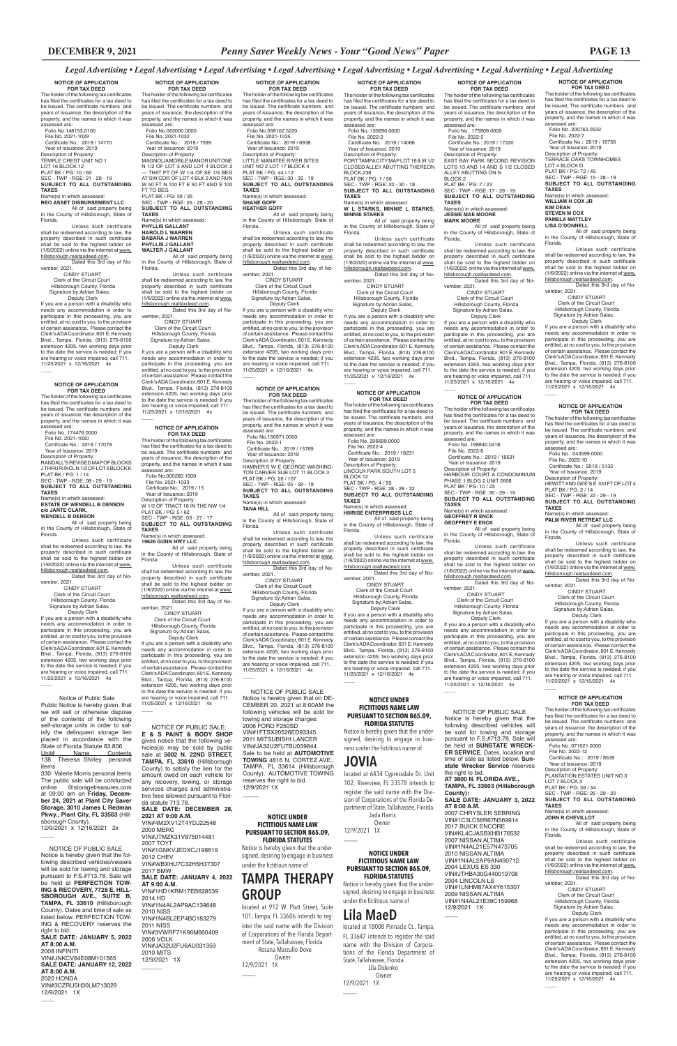*Legal Advertising • Legal Advertising • Legal Advertising • Legal Advertising • Legal Advertising • Legal Advertising • Legal Advertising*

**NOTICE OF APPLICATION FOR TAX DEED**

The holder of the following tax certificates has filed the certificates for a tax deed to be issued. The certificate numbers and years of issuance, the description of the property, and the names in which it was assessed are:

Folio No.148153.0100
File No. 2021-1029
Certificate No.: 2019 / 14770
Year of Issuance: 2019
Description of Property:
TEMPLE CREST UNIT NO 1
LOT 16 BLOCK 12
PLAT BK / PG: 10 / 60
SEC - TWP - RGE: 21 - 28 - 19
**SUBJECT TO ALL OUTSTANDING TAXES**
Name(s) in which assessed:
**REO ASSET DISBURSEMENT LLC**

All of said property being in the County of Hillsborough, State of Florida.

Unless such certificate shall be redeemed according to law, the property described in such certificate shall be sold to the highest bidder on (1/6/2022) online via the internet at www.hillsborough.realtaxdeed.com.

Dated this 3rd day of November, 2021.

CINDY STUART
Clerk of the Circuit Court
Hillsborough County, Florida
Signature by:Adrian Salas,
Deputy Clerk

If you are a person with a disability who needs any accommodation in order to participate in this proceeding, you are entitled, at no cost to you, to the provision of certain assistance. Please contact the Clerk's ADA Coordinator, 601 E. Kennedy Blvd., Tampa, Florida, (813) 276-8100 extension 4205, two working days prior to the date the service is needed; if you are hearing or voice impaired, call 711.
11/25/2021 x 12/16/2021 4x

---

**NOTICE OF APPLICATION FOR TAX DEED**

The holder of the following tax certificates has filed the certificates for a tax deed to be issued. The certificate numbers and years of issuance, the description of the property, and the names in which it was assessed are:

Folio No. 174476.0000
File No. 2021-1030
Certificate No.: 2019 / 17079
Year of Issuance: 2019
Description of Property:
RANDALL'S REVISED MAP OF BLOCKS J THRU R INCL N 1/2 OF LOT 6 BLOCK K
PLAT BK / PG: 1 / 14
SEC - TWP - RGE: 08 - 29 - 19
**SUBJECT TO ALL OUTSTANDING TAXES**
Name(s) in which assessed:
**ESTATE OF WENDELL B DENSON c/o JANTE CLARK, WENDELL B DENSON**

All of said property being in the County of Hillsborough, State of Florida.

Unless such certificate shall be redeemed according to law, the property described in such certificate shall be sold to the highest bidder on (1/6/2022) online via the internet at www.hillsborough.realtaxdeed.com.

Dated this 3rd day of November, 2021.

CINDY STUART
Clerk of the Circuit Court
Hillsborough County, Florida
Signature by:Adrian Salas,
Deputy Clerk

If you are a person with a disability who needs any accommodation in order to participate in this proceeding, you are entitled, at no cost to you, to the provision of certain assistance. Please contact the Clerk's ADA Coordinator, 601 E. Kennedy Blvd., Tampa, Florida, (813) 276-8100 extension 4205, two working days prior to the date the service is needed; if you are hearing or voice impaired, call 711.
11/25/2021 x 12/16/2021 4x

---

Notice of Public Sale

Public Notice is hereby given, that we will sell or otherwise dispose of the contents of the following self-storage units in order to satisfy the delinquent storage lien placed in accordance with the State of Florida Statute 83.806.

| Unit# | Name | Contents |
|---|---|---|
| 138 | Theresa Shirley | personal items |

330 Valerie Morris personal items
The public sale will be conducted online @storagetreasures.com at 09:00 am on **Friday, December 24, 2021 at Plant City Saver Storage, 3010 James L Redman Pkwy., Plant City, FL 33563** (Hillsborough County).
12/9/2021 x 12/16/2021 2x

---

NOTICE OF PUBLIC SALE

Notice is hereby given that the following described vehicles/vessels will be sold for towing and storage pursuant to F.S.#713.78. Sale will be held at **PERFECTION TOWING & RECOVERY, 7728 E. HILLSBOROUGH AVE., SUITE B, TAMPA, FL 33610** (Hillsborough County). Dates and time of sale as listed below. PERFECTION TOWING & RECOVERY reserves the right to bid.

**SALE DATE: JANUARY 5, 2022 AT 8:00 A.M.**
2008 INFINITI
VIN#JNKCV64E08M101565
**SALE DATE: JANUARY 12, 2022 AT 8:00 A.M.**
2020 HONDA
VIN#3CZRU5H30LM713029
12/9/2021 1X

---

**NOTICE OF APPLICATION FOR TAX DEED**

The holder of the following tax certificates has filed the certificates for a tax deed to be issued. The certificate numbers and years of issuance, the description of the property, and the names in which it was assessed are:

Folio No.062000.0000
File No. 2021-1032
Certificate No.: 2019 / 7599
Year of Issuance: 2019
Description of Property:
MAGNOLIA MOBILE MANOR UNIT ONE N 1/2 OF LOT 3 AND LOT 4 BLOCK 2 --- THAT PT OF W 1/4 OF SE 1/4 BEG AT SW COR OF LOT 4 BLK 2 AND RUN W 50 FT N 100 FT E 50 FT AND S 100 FT TO BEG
PLAT BK / PG: 39 / 35
SEC - TWP - RGE: 25 - 28 - 20
**SUBJECT TO ALL OUTSTANDING TAXES**
Name(s) in which assessed:
**PHYLLIS GALLANT**
**HAROLD L WARREN**
**BABARA J WARREN**
**PHYLLIS J GALLANT**
**WALTER J GALLANT**

All of said property being in the County of Hillsborough, State of Florida.

Unless such certificate shall be redeemed according to law, the property described in such certificate shall be sold to the highest bidder on (1/6/2022) online via the internet at www.hillsborough.realtaxdeed.com.

Dated this 3rd day of November, 2021.

CINDY STUART
Clerk of the Circuit Court
Hillsborough County, Florida
Signature by:Adrian Salas,
Deputy Clerk

If you are a person with a disability who needs any accommodation in order to participate in this proceeding, you are entitled, at no cost to you, to the provision of certain assistance. Please contact the Clerk's ADA Coordinator, 601 E. Kennedy Blvd., Tampa, Florida, (813) 276-8100 extension 4205, two working days prior to the date the service is needed; if you are hearing or voice impaired, call 711.
11/25/2021 x 12/16/2021 4x

---

**NOTICE OF APPLICATION FOR TAX DEED**

The holder of the following tax certificates has filed the certificates for a tax deed to be issued. The certificate numbers and years of issuance, the description of the property, and the names in which it was assessed are:

Folio No.000260.1500
File No. 2021-1033
Certificate No.: 2019 / 15
Year of Issuance: 2019
Description of Property:
W 1/2 OF TRACT 16 IN THE NW 1/4
PLAT BK / PG: 5 / 62
SEC - TWP - RGE: 03 - 27 - 17
**SUBJECT TO ALL OUTSTANDING TAXES**
Name(s) in which assessed:
**19626 GUNN HWY LLC**

All of said property being in the County of Hillsborough, State of Florida.

Unless such certificate shall be redeemed according to law, the property described in such certificate shall be sold to the highest bidder on (1/6/2022) online via the internet at www.hillsborough.realtaxdeed.com.

Dated this 3rd day of November, 2021.

CINDY STUART
Clerk of the Circuit Court
Hillsborough County, Florida
Signature by:Adrian Salas,
Deputy Clerk

If you are a person with a disability who needs any accommodation in order to participate in this proceeding, you are entitled, at no cost to you, to the provision of certain assistance. Please contact the Clerk's ADA Coordinator, 601 E. Kennedy Blvd., Tampa, Florida, (813) 276-8100 extension 4205, two working days prior to the date the service is needed; if you are hearing or voice impaired, call 711.
11/25/2021 x 12/16/2021 4x

---

NOTICE OF PUBLIC SALE:

**E & S PAINT & BODY SHOP** gives notice that the following vehicles(s) may be sold by public sale at **5002 N. 22ND STREET, TAMPA, FL 33610** (Hillsborough County) to satisfy the lien for the amount owed on each vehicle for any recovery, towing, or storage services charges and administrative fees allowed pursuant to Florida statute 713.78.

**SALE DATE: DECEMBER 28, 2021 AT 9:00 A.M.**
VIN#2MXV12T4YDJ22548
2000 MERC
VIN#JTMZK31V875014481
2007 TOYT
VIN#1GNKVJEDXCJ198619
2012 CHEV
VIN#WBXHU7C32H5H37307
2017 BMW
**SALE DATE: JANUARY 4, 2022 AT 9:00 A.M.**
VIN#1HD1KRM17EB628539
2014 HD
VIN#1N4AL2AP9AC139648
2010 NISS
VIN#1N4BL2EP4BC183279
2011 NISS
VIN#3VWRF71K96M660409
2006 VOLK
VIN#JA32U2FU6AU031359
2010 MITS
12/9/2021 1X

---

**NOTICE OF APPLICATION FOR TAX DEED**

The holder of the following tax certificates has filed the certificates for a tax deed to be issued. The certificate numbers and years of issuance, the description of the property, and the names in which it was assessed are:

Folio No.058102.5220
File No. 2021-1035
Certificate No.: 2019 / 6938
Year of Issuance: 2019
Description of Property:
LITTLE MANATEE RIVER SITES UNIT NO 2 LOT 17 BLOCK 4
PLAT BK / PG: 44 / 12
SEC - TWP - RGE: 30 - 32 - 19
**SUBJECT TO ALL OUTSTANDING TAXES**
Name(s) in which assessed:
**SHANE GOFF**
**HEATHER GOFF**

All of said property being in the County of Hillsborough, State of Florida.

Unless such certificate shall be redeemed according to law, the property described in such certificate shall be sold to the highest bidder on (1/6/2022) online via the internet at www.hillsborough.realtaxdeed.com.

Dated this 3rd day of November, 2021.

CINDY STUART
Clerk of the Circuit Court
Hillsborough County, Florida
Signature by:Adrian Salas,
Deputy Clerk

If you are a person with a disability who needs any accommodation in order to participate in this proceeding, you are entitled, at no cost to you, to the provision of certain assistance. Please contact the Clerk's ADA Coordinator, 601 E. Kennedy Blvd., Tampa, Florida, (813) 276-8100 extension 4205, two working days prior to the date the service is needed; if you are hearing or voice impaired, call 711.
11/25/2021 x 12/16/2021 4x

---

**NOTICE OF APPLICATION FOR TAX DEED**

The holder of the following tax certificates has filed the certificates for a tax deed to be issued. The certificate numbers and years of issuance, the description of the property, and the names in which it was assessed are:

Folio No.156971.0000
File No. 2022-1
Certificate No.: 2019 / 15769
Year of Issuance: 2019
Description of Property:
HAMNER'S W. E. GEORGE WASHINGTON CARVER SUB LOT 11 BLOCK 3
PLAT BK / PG: 26 / 107
SEC - TWP - RGE: 05 - 29 - 19
**SUBJECT TO ALL OUTSTANDING TAXES**
Name(s) in which assessed:
**TANA HILL**

All of said property being in the County of Hillsborough, State of Florida.

Unless such certificate shall be redeemed according to law, the property described in such certificate shall be sold to the highest bidder on (1/6/2022) online via the internet at www.hillsborough.realtaxdeed.com.

Dated this 3rd day of November, 2021.

CINDY STUART
Clerk of the Circuit Court
Hillsborough County, Florida
Signature by:Adrian Salas,
Deputy Clerk

If you are a person with a disability who needs any accommodation in order to participate in this proceeding, you are entitled, at no cost to you, to the provision of certain assistance. Please contact the Clerk's ADA Coordinator, 601 E. Kennedy Blvd., Tampa, Florida, (813) 276-8100 extension 4205, two working days prior to the date the service is needed; if you are hearing or voice impaired, call 711.
11/25/2021 x 12/16/2021 4x

---

NOTICE OF PUBLIC SALE

Notice is hereby given that on DECEMBER 20, 2021 at 8:00AM the following vehicles will be sold for towing and storage charges:
2006 FORD F250SD
VIN#1FTSX20526ED93345
2011 MITSUBISHI LANCER
VIN#JA32U2FU7BU039844
Sale to be held at **AUTOMOTIVE TOWING** 4816 N. CORTEZ AVE., TAMPA, FL 33614 (Hillsborough County). AUTOMOTIVE TOWING reserves the right to bid.
12/9/2021 1X

---

**NOTICE UNDER FICTITIOUS NAME LAW PURSUANT TO SECTION 865.09, FLORIDA STATUTES**

Notice is hereby given that the undersigned, desiring to engage in business under the fictitious name of

## TAMPA THERAPY GROUP

located at 912 W. Platt Street, Suite 101, Tampa, FL 33606 intends to register the said name with the Division of Corporations of the Florida Department of State, Tallahassee, Florida.

Rosana Marzullo-Dove
Owner
12/9/2021 1X

---

**NOTICE OF APPLICATION FOR TAX DEED**

The holder of the following tax certificates has filed the certificates for a tax deed to be issued. The certificate numbers and years of issuance, the description of the property, and the names in which it was assessed are:

Folio No. 139290.0000
File No. 2022-2
Certificate No.: 2019 / 14066
Year of Issuance: 2019
Description of Property:
PORT TAMPA CITY MAP LOT 16 & W 1/2 CLOSED ALLEY ABUTTING THEREON BLOCK 238
PLAT BK / PG: 1 / 56
SEC - TWP - RGE: 20 - 30 - 18
**SUBJECT TO ALL OUTSTANDING TAXES**
Name(s) in which assessed:
**W L STARKS, MINNIE L STARKS, MINNIE STARKS**

All of said property being in the County of Hillsborough, State of Florida.

Unless such certificate shall be redeemed according to law, the property described in such certificate shall be sold to the highest bidder on (1/6/2022) online via the internet at www.hillsborough.realtaxdeed.com.

Dated this 3rd day of November, 2021.

CINDY STUART
Clerk of the Circuit Court
Hillsborough County, Florida
Signature by:Adrian Salas,
Deputy Clerk

If you are a person with a disability who needs any accommodation in order to participate in this proceeding, you are entitled, at no cost to you, to the provision of certain assistance. Please contact the Clerk's ADA Coordinator, 601 E. Kennedy Blvd., Tampa, Florida, (813) 276-8100 extension 4205, two working days prior to the date the service is needed; if you are hearing or voice impaired, call 711.
11/25/2021 x 12/16/2021 4x

---

**NOTICE OF APPLICATION FOR TAX DEED**

The holder of the following tax certificates has filed the certificates for a tax deed to be issued. The certificate numbers and years of issuance, the description of the property, and the names in which it was assessed are:

Folio No. 206699.0000
File No. 2022-4
Certificate No.: 2019 / 19231
Year of Issuance: 2019
Description of Property:
LINCOLN PARK SOUTH LOT 5 BLOCK 12
PLAT BK / PG: 4 / 95
SEC - TWP - RGE: 28 - 28 - 22
**SUBJECT TO ALL OUTSTANDING TAXES**
Name(s) in which assessed:
**HIIIRISE ENTERPRISES LLC**

All of said property being in the County of Hillsborough, State of Florida.

Unless such certificate shall be redeemed according to law, the property described in such certificate shall be sold to the highest bidder on (1/6/2022) online via the internet at www.hillsborough.realtaxdeed.com.

Dated this 3rd day of November, 2021.

CINDY STUART
Clerk of the Circuit Court
Hillsborough County, Florida
Signature by:Adrian Salas,
Deputy Clerk

If you are a person with a disability who needs any accommodation in order to participate in this proceeding, you are entitled, at no cost to you, to the provision of certain assistance. Please contact the Clerk's ADA Coordinator, 601 E. Kennedy Blvd., Tampa, Florida, (813) 276-8100 extension 4205, two working days prior to the date the service is needed; if you are hearing or voice impaired, call 711.
11/25/2021 x 12/16/2021 4x

---

**NOTICE UNDER FICTITIOUS NAME LAW PURSUANT TO SECTION 865.09, FLORIDA STATUTES**

Notice is hereby given that the undersigned, desiring to engage in business under the fictitious name of

## JOVIA

located at 6434 Cypressdale Dr. Unit 102, Riverview, FL 33578 intends to register the said name with the Division of Corporations of the Florida Department of State, Tallahassee, Florida.

Jada Harris
Owner
12/9/2021 1X

---

**NOTICE UNDER FICTITIOUS NAME LAW PURSUANT TO SECTION 865.09, FLORIDA STATUTES**

Notice is hereby given that the undersigned, desiring to engage in business under the fictitious name of

## Lila MaeD

located at 18008 Pinnacle Ct., Tampa, FL 33647 intends to register the said name with the Division of Corporations of the Florida Department of State, Tallahassee, Florida.

Lila Didenko
Owner
12/9/2021 1X

---

**NOTICE OF APPLICATION FOR TAX DEED**

The holder of the following tax certificates has filed the certificates for a tax deed to be issued. The certificate numbers and years of issuance, the description of the property, and the names in which it was assessed are:

Folio No. 175909.0000
File No. 2022-5
Certificate No.: 2019 / 17220
Year of Issuance: 2019
Description of Property:
EAST BAY PARK SECOND REVISION LOTS 13 AND 14 AND S 1/2 CLOSED ALLEY ABUTTING ON N BLOCK 2
PLAT BK / PG: 7 / 23
SEC - TWP - RGE: 17 - 29 - 19
**SUBJECT TO ALL OUTSTANDING TAXES**
Name(s) in which assessed:
**JESSIE MAE MOORE**
**MARK MOORE**

All of said property being in the County of Hillsborough, State of Florida.

Unless such certificate shall be redeemed according to law, the property described in such certificate shall be sold to the highest bidder on (1/6/2022) online via the internet at www.hillsborough.realtaxdeed.com.

Dated this 3rd day of November, 2021.

CINDY STUART
Clerk of the Circuit Court
Hillsborough County, Florida
Signature by:Adrian Salas,
Deputy Clerk

If you are a person with a disability who needs any accommodation in order to participate in this proceeding, you are entitled, at no cost to you, to the provision of certain assistance. Please contact the Clerk's ADA Coordinator, 601 E. Kennedy Blvd., Tampa, Florida, (813) 276-8100 extension 4205, two working days prior to the date the service is needed; if you are hearing or voice impaired, call 711.
11/25/2021 x 12/16/2021 4x

---

**NOTICE OF APPLICATION FOR TAX DEED**

The holder of the following tax certificates has filed the certificates for a tax deed to be issued. The certificate numbers and years of issuance, the description of the property, and the names in which it was assessed are:

Folio No. 198840.0418
File No. 2022-6
Certificate No.: 2019 / 18631
Year of Issuance: 2019
Description of Property:
HARBOUR COURT A CONDOMINIUM PHASE 1 BLDG 2 UNIT 2608
PLAT BK / PG: 10 / 23
SEC - TWP - RGE: 30 - 29 - 19
**SUBJECT TO ALL OUTSTANDING TAXES**
Name(s) in which assessed:
**GEOFFREY R ENCK**
**GEOFFREY E ENCK**

All of said property being in the County of Hillsborough, State of Florida.

Unless such certificate shall be redeemed according to law, the property described in such certificate shall be sold to the highest bidder on (1/6/2022) online via the internet at www.hillsborough.realtaxdeed.com.

Dated this 3rd day of November, 2021.

CINDY STUART
Clerk of the Circuit Court
Hillsborough County, Florida
Signature by:Adrian Salas,
Deputy Clerk

If you are a person with a disability who needs any accommodation in order to participate in this proceeding, you are entitled, at no cost to you, to the provision of certain assistance. Please contact the Clerk's ADA Coordinator, 601 E. Kennedy Blvd., Tampa, Florida, (813) 276-8100 extension 4205, two working days prior to the date the service is needed; if you are hearing or voice impaired, call 711.
11/25/2021 x 12/16/2021 4x

---

NOTICE OF PUBLIC SALE

Notice is hereby given that the following described vehicles will be sold for towing and storage pursuant to F.S.#713.78. Sale will be held at **SUNSTATE WRECKER SERVICE**. Dates, location and time of sale as listed below. **Sunstate Wrecker Service** reserves the right to bid.

**AT 3800 N. FLORIDA AVE., TAMPA, FL 33603 (Hillsborough County):**
**SALE DATE: JANUARY 3, 2022 AT 8:00 A.M.**
2007 CHRYSLER SEBRING
VIN#1C3LC56R67N569914
2017 BUICK ENCORE
VIN#KL4CJASBXHB176532
2007 NISSAN ALTIMA
VIN#1N4AL21E57N473705
2010 NISSAN ALTIMA
VIN#1N4AL2AP9AN490712
2004 LEXUS ES 330
VIN#JTHBA30G440019708
2004 LINCOLN LS
VIN#1LNHM87AX4Y615307
2009 NISSAN ALTIMA
VIN#1N4AL21E39C159968
12/9/2021 1X

---

**NOTICE OF APPLICATION FOR TAX DEED**

The holder of the following tax certificates has filed the certificates for a tax deed to be issued. The certificate numbers and years of issuance, the description of the property, and the names in which it was assessed are:

Folio No. 200763.0532
File No. 2022-7
Certificate No.: 2019 / 18756
Year of Issuance: 2019
Description of Property:
TERRACE OAKS TOWNHOMES LOT 4 BLOCK D
PLAT BK / PG: 72 / 45
SEC - TWP - RGE: 15 - 28 - 19
**SUBJECT TO ALL OUTSTANDING TAXES**
Name(s) in which assessed:
**WILLIAM H COX JR**
**KIM DEAN**
**STEVEN M COX**
**PAMELA MATTLEY**
**LISA O'DONNELL**

All of said property being in the County of Hillsborough, State of Florida.

Unless such certificate shall be redeemed according to law, the property described in such certificate shall be sold to the highest bidder on (1/6/2022) online via the internet at www.hillsborough.realtaxdeed.com.

Dated this 3rd day of November, 2021.

CINDY STUART
Clerk of the Circuit Court
Hillsborough County, Florida
Signature by:Adrian Salas,
Deputy Clerk

If you are a person with a disability who needs any accommodation in order to participate in this proceeding, you are entitled, at no cost to you, to the provision of certain assistance. Please contact the Clerk's ADA Coordinator, 601 E. Kennedy Blvd., Tampa, Florida, (813) 276-8100 extension 4205, two working days prior to the date the service is needed; if you are hearing or voice impaired, call 711.
11/25/2021 x 12/16/2021 4x

---

**NOTICE OF APPLICATION FOR TAX DEED**

The holder of the following tax certificates has filed the certificates for a tax deed to be issued. The certificate numbers and years of issuance, the description of the property, and the names in which it was assessed are:

Folio No. 043599.0000
File No. 2022-10
Certificate No.: 2019 / 5135
Year of Issuance: 2019
Description of Property:
HEWITT AND GEE'S E 100 FT OF LOT 4
PLAT BK / PG: 2 / 14
SEC - TWP - RGE: 22 - 29 - 19
**SUBJECT TO ALL OUTSTANDING TAXES**
Name(s) in which assessed:
**PALM RIVER RETREAT LLC**

All of said property being in the County of Hillsborough, State of Florida.

Unless such certificate shall be redeemed according to law, the property described in such certificate shall be sold to the highest bidder on (1/6/2022) online via the internet at www.hillsborough.realtaxdeed.com.

Dated this 3rd day of November, 2021.

CINDY STUART
Clerk of the Circuit Court
Hillsborough County, Florida
Signature by:Adrian Salas,
Deputy Clerk

If you are a person with a disability who needs any accommodation in order to participate in this proceeding, you are entitled, at no cost to you, to the provision of certain assistance. Please contact the Clerk's ADA Coordinator, 601 E. Kennedy Blvd., Tampa, Florida, (813) 276-8100 extension 4205, two working days prior to the date the service is needed; if you are hearing or voice impaired, call 711.
11/25/2021 x 12/16/2021 4x

---

**NOTICE OF APPLICATION FOR TAX DEED**

The holder of the following tax certificates has filed the certificates for a tax deed to be issued. The certificate numbers and years of issuance, the description of the property, and the names in which it was assessed are:

Folio No. 071021.0000
File No. 2022-12
Certificate No.: 2019 / 8539
Year of Issuance: 2019
Description of Property:
PLANTATION ESTATES UNIT NO 3 LOT 7 BLOCK 5
PLAT BK / PG: 39 / 34
SEC - TWP - RGE: 26 - 29 - 20
**SUBJECT TO ALL OUTSTANDING TAXES**
Name(s) in which assessed:
**JOHN R CHEVILLOT**

All of said property being in the County of Hillsborough, State of Florida.

Unless such certificate shall be redeemed according to law, the property described in such certificate shall be sold to the highest bidder on (1/6/2022) online via the internet at www.hillsborough.realtaxdeed.com.

Dated this 3rd day of November, 2021.

CINDY STUART
Clerk of the Circuit Court
Hillsborough County, Florida
Signature by:Adrian Salas,
Deputy Clerk

If you are a person with a disability who needs any accommodation in order to participate in this proceeding, you are entitled, at no cost to you, to the provision of certain assistance. Please contact the Clerk's ADA Coordinator, 601 E. Kennedy Blvd., Tampa, Florida, (813) 276-8100 extension 4205, two working days prior to the date the service is needed; if you are hearing or voice impaired, call 711.
11/25/2021 x 12/16/2021 4x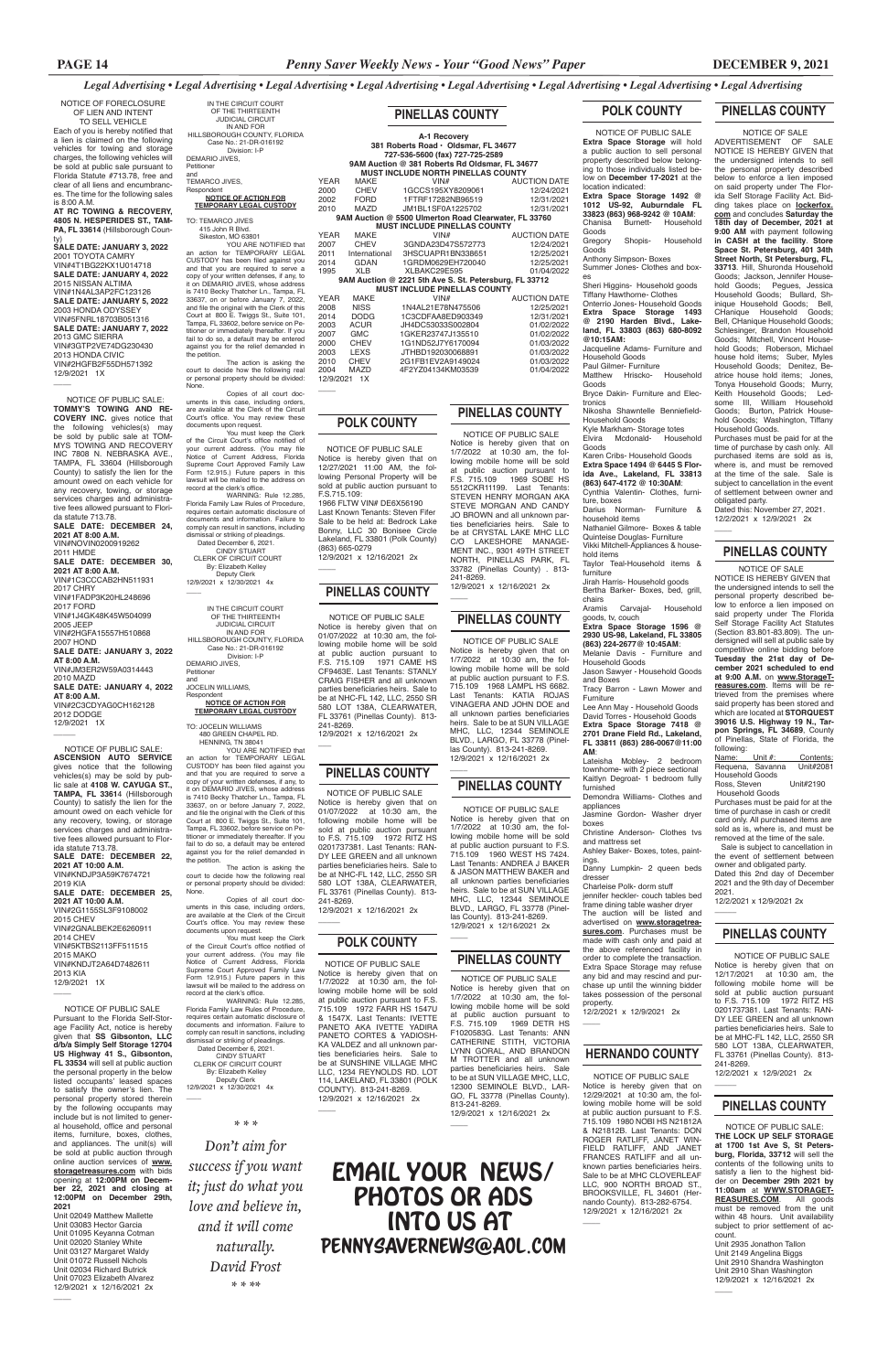*Legal Advertising • Legal Advertising • Legal Advertising • Legal Advertising • Legal Advertising • Legal Advertising • Legal Advertising • Legal Advertising*

NOTICE OF FORECLOSURE OF LIEN AND INTENT TO SELL VEHICLE

Each of you is hereby notified that a lien is claimed on the following vehicles for towing and storage charges, the following vehicles will be sold at public sale pursuant to Florida Statute #713.78, free and clear of all liens and encumbrances. The time for the following sales is 8:00 A.M.

**AT RC TOWING & RECOVERY, 4805 N. HESPERIDES ST., TAMPA, FL 33614** (Hillsborough County)

**SALE DATE: JANUARY 3, 2022**
2001 TOYOTA CAMRY
VIN#4T1BG22KX1U014718
**SALE DATE: JANUARY 4, 2022**
2015 NISSAN ALTIMA
VIN#1N4AL3AP2FC123126
**SALE DATE: JANUARY 5, 2022**
2003 HONDA ODYSSEY
VIN#5FNRL18703B051316
**SALE DATE: JANUARY 7, 2022**
2013 GMC SIERRA
VIN#3GTP2VE74DG230430
2013 HONDA CIVIC
VIN#2HGFB2F55DH571392
12/9/2021 1X

NOTICE OF PUBLIC SALE: **TOMMY'S TOWING AND RECOVERY INC.** gives notice that the following vehicles(s) may be sold by public sale at TOMMYS TOWING AND RECOVERY INC 7808 N. NEBRASKA AVE., TAMPA, FL 33604 (Hillsborough County) to satisfy the lien for the amount owed on each vehicle for any recovery, towing, or storage services charges and administrative fees allowed pursuant to Florida statute 713.78.

**SALE DATE: DECEMBER 24, 2021 AT 8:00 A.M.**
VIN#NOVIN0200919262
2011 HMDE
**SALE DATE: DECEMBER 30, 2021 AT 8:00 A.M.**
VIN#1C3CCCAB2HN511931
2017 CHRY
VIN#1FADP3K20HL248696
2017 FORD
VIN#1J4GK48K45W504099
2005 JEEP
VIN#2HGFA15557H510868
2007 HOND
**SALE DATE: JANUARY 3, 2022 AT 8:00 A.M.**
VIN#JM3ER2W59A0314443
2010 MAZD
**SALE DATE: JANUARY 4, 2022 AT 8:00 A.M.**
VIN#2C3CDYAG0CH162128
2012 DODGE
12/9/2021 1X

NOTICE OF PUBLIC SALE: **ASCENSION AUTO SERVICE** gives notice that the following vehicles(s) may be sold by public sale at **4108 W. CAYUGA ST., TAMPA, FL 33614** (Hillsborough County) to satisfy the lien for the amount owed on each vehicle for any recovery, towing, or storage services charges and administrative fees allowed pursuant to Florida statute 713.78.

**SALE DATE: DECEMBER 22, 2021 AT 10:00 A.M.**
VIN#KNDJP3A59K7674721
2019 KIA
**SALE DATE: DECEMBER 25, 2021 AT 10:00 A.M.**
VIN#2G1155SL3F9108002
2015 CHEV
VIN#2GNALBEK2E6260911
2014 CHEV
VIN#5KTBS2113FF511515
2015 MAKO
VIN#KNDJT2A64D7482611
2013 KIA
12/9/2021 1X

NOTICE OF PUBLIC SALE

Pursuant to the Florida Self-Storage Facility Act, notice is hereby given that **SS Gibsonton, LLC d/b/a Simply Self Storage 12704 US Highway 41 S., Gibsonton, FL 33534** will sell at public auction the personal property in the below listed occupants' leased spaces to satisfy the owner's lien. The personal property stored therein by the following occupants may include but is not limited to general household, office and personal items, furniture, boxes, clothes, and appliances. The unit(s) will be sold at public auction through online auction services of **www.storagetreasures.com** with bids opening at **12:00PM on December 22, 2021 and closing at 12:00PM on December 29th, 2021**

Unit 02049 Matthew Mallette
Unit 03083 Hector Garcia
Unit 01095 Keyanna Cotman
Unit 02020 Stanley White
Unit 03127 Margaret Waldy
Unit 01072 Russell Nichols
Unit 02034 Richard Butrick
Unit 07023 Elizabeth Alvarez
12/9/2021 x 12/16/2021 2x

IN THE CIRCUIT COURT OF THE THIRTEENTH JUDICIAL CIRCUIT IN AND FOR HILLSBOROUGH COUNTY, FLORIDA
Case No.: 21-DR-016192
Division: I-P
DEMARIO JIVES,
Petitioner
and
TEMARCO JIVES,
Respondent

**NOTICE OF ACTION FOR TEMPORARY LEGAL CUSTODY**

TO: TEMARCO JIVES
415 John R Blvd.
Sikeston, MO 63801

YOU ARE NOTIFIED that an action for TEMPORARY LEGAL CUSTODY has been filed against you and that you are required to serve a copy of your written defenses, if any, to it on DEMARIO JIVES, whose address is 7410 Becky Thatcher Ln., Tampa, FL 33637, on or before January 7, 2022, and file the original with the Clerk of this Court at 800 E. Twiggs St., Suite 101, Tampa, FL 33602, before service on Petitioner or immediately thereafter. If you fail to do so, a default may be entered against you for the relief demanded in the petition.

The action is asking the court to decide how the following real or personal property should be divided: None.

Copies of all court documents in this case, including orders, are available at the Clerk of the Circuit Court's office. You may review these documents upon request.

You must keep the Clerk of the Circuit Court's office notified of your current address. (You may file Notice of Current Address, Florida Supreme Court Approved Family Law Form 12.915.) Future papers in this lawsuit will be mailed to the address on record at the clerk's office.

WARNING: Rule 12.285, Florida Family Law Rules of Procedure, requires certain automatic disclosure of documents and information. Failure to comply can result in sanctions, including dismissal or striking of pleadings.

Dated December 6, 2021.
CINDY STUART
CLERK OF CIRCUIT COURT
By: Elizabeth Kelley
Deputy Clerk
12/9/2021 x 12/30/2021 4x

IN THE CIRCUIT COURT OF THE THIRTEENTH JUDICIAL CIRCUIT IN AND FOR HILLSBOROUGH COUNTY, FLORIDA
Case No.: 21-DR-016192
Division: I-P
DEMARIO JIVES,
Petitioner
and
JOCELIN WILLIAMS,
Respondent

**NOTICE OF ACTION FOR TEMPORARY LEGAL CUSTODY**

TO: JOCELIN WILLIAMS
480 GREEN CHAPEL RD.
HENNING, TN 38041

YOU ARE NOTIFIED that an action for TEMPORARY LEGAL CUSTODY has been filed against you and that you are required to serve a copy of your written defenses, if any, to it on DEMARIO JIVES, whose address is 7410 Becky Thatcher Ln., Tampa, FL 33637, on or before January 7, 2022, and file the original with the Clerk of this Court at 800 E. Twiggs St., Suite 101, Tampa, FL 33602, before service on Petitioner or immediately thereafter. If you fail to do so, a default may be entered against you for the relief demanded in the petition.

The action is asking the court to decide how the following real or personal property should be divided: None.

Copies of all court documents in this case, including orders, are available at the Clerk of the Circuit Court's office. You may review these documents upon request.

You must keep the Clerk of the Circuit Court's office notified of your current address. (You may file Notice of Current Address, Florida Supreme Court Approved Family Law Form 12.915.) Future papers in this lawsuit will be mailed to the address on record at the clerk's office.

WARNING: Rule 12.285, Florida Family Law Rules of Procedure, requires certain automatic disclosure of documents and information. Failure to comply can result in sanctions, including dismissal or striking of pleadings.

Dated December 6, 2021.
CINDY STUART
CLERK OF CIRCUIT COURT
By: Elizabeth Kelley
Deputy Clerk
12/9/2021 x 12/30/2021 4x

\* \* \*

*Don't aim for success if you want it; just do what you love and believe in, and it will come naturally.*
*David Frost*

\* \* \*\*

## PINELLAS COUNTY

**A-1 Recovery**
**381 Roberts Road • Oldsmar, FL 34677**
**727-536-5600 (fax) 727-725-2589**
**9AM Auction @ 381 Roberts Rd Oldsmar, FL 34677**
**MUST INCLUDE NORTH PINELLAS COUNTY**

| YEAR | MAKE | VIN# | AUCTION DATE |
|---|---|---|---|
| 2000 | CHEV | 1GCCS195XY8209061 | 12/24/2021 |
| 2002 | FORD | 1FTRF17282NB96519 | 12/31/2021 |
| 2010 | MAZD | JM1BL1SF0A1225702 | 12/31/2021 |

**9AM Auction @ 5500 Ulmerton Road Clearwater, FL 33760**
**MUST INCLUDE PINELLAS COUNTY**

| YEAR | MAKE | VIN# | AUCTION DATE |
|---|---|---|---|
| 2007 | CHEV | 3GNDA23D47S572773 | 12/24/2021 |
| 2011 | International | 3HSCUAPR1BN338651 | 12/25/2021 |
| 2014 | GDAN | 1GRDM0629EH720040 | 12/25/2021 |
| 1995 | XLB | XLBAKC29E595 | 01/04/2022 |

**9AM Auction @ 2221 5th Ave S. St. Petersburg, FL 33712**
**MUST INCLUDE PINELLAS COUNTY**

| YEAR | MAKE | VIN# | AUCTION DATE |
|---|---|---|---|
| 2008 | NISS | 1N4AL21E78N475506 | 12/25/2021 |
| 2014 | DODG | 1C3CDFAA8ED903349 | 12/31/2021 |
| 2003 | ACUR | JH4DC53033S002804 | 01/02/2022 |
| 2007 | GMC | 1GKER23747J135510 | 01/02/2022 |
| 2000 | CHEV | 1G1ND52J7Y6170094 | 01/03/2022 |
| 2003 | LEXS | JTHBD192030068891 | 01/03/2022 |
| 2010 | CHEV | 2G1FB1EV2A9149024 | 01/03/2022 |
| 2004 | MAZD | 4F2YZ04134KM03539 | 01/04/2022 |

12/9/2021 1X

## POLK COUNTY

NOTICE OF PUBLIC SALE
Notice is hereby given that on 12/27/2021 11:00 AM, the following Personal Property will be sold at public auction pursuant to F.S.715.109:
1966 FLTW VIN# DE6X56190
Last Known Tenants: Steven Fifer
Sale to be held at: Bedrock Lake Bonny, LLC 30 Bonisee Circle Lakeland, FL 33801 (Polk County) (863) 665-0279
12/9/2021 x 12/16/2021 2x

## PINELLAS COUNTY

NOTICE OF PUBLIC SALE
Notice is hereby given that on 01/07/2022 at 10:30 am, the following mobile home will be sold at public auction pursuant to F.S. 715.109 1971 CAME HS CF9463E. Last Tenants: STANLY CRAIG FISHER and all unknown parties beneficiaries heirs. Sale to be at NHC-FL 142, LLC, 2550 SR 580 LOT 138A, CLEARWATER, FL 33761 (Pinellas County). 813-241-8269.
12/9/2021 x 12/16/2021 2x

## PINELLAS COUNTY

NOTICE OF PUBLIC SALE
Notice is hereby given that on 01/07/2022 at 10:30 am, the following mobile home will be sold at public auction pursuant to F.S. 715.109 1972 RITZ HS 0201737381. Last Tenants: RANDY LEE GREEN and all unknown parties beneficiaries heirs. Sale to be at NHC-FL 142, LLC, 2550 SR 580 LOT 138A, CLEARWATER, FL 33761 (Pinellas County). 813-241-8269.
12/9/2021 x 12/16/2021 2x

## POLK COUNTY

NOTICE OF PUBLIC SALE
Notice is hereby given that on 1/7/2022 at 10:30 am, the following mobile home will be sold at public auction pursuant to F.S. 715.109 1972 FARR HS 1547U & 1547X. Last Tenants: IVETTE PANETO AKA IVETTE YADIRA PANETO CORTES & YADIOSHKA VALDEZ and all unknown parties beneficiaries heirs. Sale to be at SUNSHINE VILLAGE MHC LLC, 1234 REYNOLDS RD, LOT 114, LAKELAND, FL 33801 (POLK COUNTY). 813-241-8269.
12/9/2021 x 12/16/2021 2x

## PINELLAS COUNTY

NOTICE OF PUBLIC SALE
Notice is hereby given that on 1/7/2022 at 10:30 am, the following mobile home will be sold at public auction pursuant to F.S. 715.109 1969 SOBE HS 5512CKR11199. Last Tenants: STEVEN HENRY MORGAN AKA STEVE MORGAN AND CANDY JO BROWN and all unknown parties beneficiaries heirs. Sale to be at CRYSTAL LAKE MHC LLC C/O LAKESHORE MANAGEMENT INC., 9301 49TH STREET NORTH, PINELLAS PARK, FL 33782 (Pinellas County) . 813-241-8269.
12/9/2021 x 12/16/2021 2x

## PINELLAS COUNTY

NOTICE OF PUBLIC SALE
Notice is hereby given that on 1/7/2022 at 10:30 am, the following mobile home will be sold at public auction pursuant to F.S. 715.109 1968 LAMPL HS 6682. Last Tenants: KATIA ROJAS VINAGERA AND JOHN DOE and all unknown parties beneficiaries heirs. Sale to be at SUN VILLAGE MHC, LLC, 12344 SEMINOLE BLVD., LARGO, FL 33778 (Pinellas County). 813-241-8269.
12/9/2021 x 12/16/2021 2x

## PINELLAS COUNTY

NOTICE OF PUBLIC SALE
Notice is hereby given that on 1/7/2022 at 10:30 am, the following mobile home will be sold at public auction pursuant to F.S. 715.109 1960 WEST HS 7424. Last Tenants: ANDREA J BAKER & JASON MATTHEW BAKER and all unknown parties beneficiaries heirs. Sale to be at SUN VILLAGE MHC, LLC, 12344 SEMINOLE BLVD., LARGO, FL 33778 (Pinellas County). 813-241-8269.
12/9/2021 x 12/16/2021 2x

## PINELLAS COUNTY

NOTICE OF PUBLIC SALE
Notice is hereby given that on 1/7/2022 at 10:30 am, the following mobile home will be sold at public auction pursuant to F.S. 715.109 1969 DETR HS F1020583G. Last Tenants: ANN CATHERINE STITH, VICTORIA LYNN GORAL, AND BRANDON M TROTTER and all unknown parties beneficiaries heirs. Sale to be at SUN VILLAGE MHC, LLC, 12300 SEMINOLE BLVD., LARGO, FL 33778 (Pinellas County). 813-241-8269.
12/9/2021 x 12/16/2021 2x

# EMAIL YOUR NEWS/ PHOTOS OR ADS INTO US AT PENNYSAVERNEWS@AOL.COM

## POLK COUNTY

NOTICE OF PUBLIC SALE
**Extra Space Storage** will hold a public auction to sell personal property described below belonging to those individuals listed below on **December 17-2021** at the location indicated:

**Extra Space Storage 1492 @ 1012 US-92, Auburndale FL 33823 (863) 968-9242 @ 10AM**:
Chanisa Burnett- Household Goods
Gregory Shopis- Household Goods
Anthony Simpson- Boxes
Summer Jones- Clothes and boxes
Sheri Higgins- Household goods
Tiffany Hawthorne- Clothes
Onterrio Jones- Household Goods

**Extra Space Storage 1493 @ 2190 Harden Blvd., Lakeland, FL 33803 (863) 680-8092 @10:15AM:**
Jacqueline Adams- Furniture and Household Goods
Paul Gilmer- Furniture
Matthew Hriscko- Household Goods
Bryce Dakin- Furniture and Electronics
Nikosha Shawntelle Benniefield- Household Goods
Kyle Markham- Storage totes
Elvira Mcdonald- Household Goods
Karen Cribs- Household Goods

**Extra Space 1494 @ 6445 S Florida Ave., Lakeland, FL 33813 (863) 647-4172 @ 10:30AM**:
Cynthia Valentin- Clothes, furniture, boxes
Darius Norman- Furniture & household items
Nathaniel Gilmore- Boxes & table
Quinteise Douglas- Furniture
Vikki Mitchell-Appliances & household items
Taylor Teal-Household items & furniture
Jirah Harris- Household goods
Bertha Barker- Boxes, bed, grill, chairs
Aramis Carvajal- Household goods, tv, couch

**Extra Space Storage 1596 @ 2930 US-98, Lakeland, FL 33805 (863) 224-2677@ 10:45AM**:
Melanie Davis - Furniture and Household Goods
Jason Sawyer - Household Goods and Boxes
Tracy Barron - Lawn Mower and Furniture
Lee Ann May - Household Goods
David Torres - Household Goods

**Extra Space Storage 7418 @ 2701 Drane Field Rd., Lakeland, FL 33811 (863) 286-0067@11:00 AM**:
Lateisha Mobley- 2 bedroom townhome- with 2 piece sectional
Kaitlyn Degroat- 1 bedroom fully furnished
Demondra Williams- Clothes and appliances
Jasmine Gordon- Washer dryer boxes
Christine Anderson- Clothes tvs and mattress set
Ashley Baker- Boxes, totes, paintings.
Danny Lumpkin- 2 queen beds dresser
Charleise Polk- dorm stuff
jennifer heckler- couch tables bed frame dining table washer dryer

The auction will be listed and advertised on **www.storagetreasures.com**. Purchases must be made with cash only and paid at the above referenced facility in order to complete the transaction. Extra Space Storage may refuse any bid and may rescind and purchase up until the winning bidder takes possession of the personal property.
12/2/2021 x 12/9/2021 2x

## HERNANDO COUNTY

NOTICE OF PUBLIC SALE
Notice is hereby given that on 12/29/2021 at 10:30 am, the following mobile home will be sold at public auction pursuant to F.S. 715.109 1980 NOBI HS N21812A & N21812B. Last Tenants: DON ROGER RATLIFF, JANET WINFIELD RATLIFF, AND JANET FRANCES RATLIFF and all unknown parties beneficiaries heirs. Sale to be at MHC CLOVERLEAF LLC, 900 NORTH BROAD ST., BROOKSVILLE, FL 34601 (Hernando County). 813-282-6754.
12/9/2021 x 12/16/2021 2x

## PINELLAS COUNTY

NOTICE OF SALE
ADVERTISEMENT OF SALE
NOTICE IS HEREBY GIVEN that the undersigned intends to sell the personal property described below to enforce a lien imposed on said property under The Florida Self Storage Facility Act. Bidding takes place on **lockerfox.com** and concludes **Saturday the 18th day of December, 2021 at 9:00 AM** with payment following **in CASH at the facility. Store Space St. Petersburg, 401 34th Street North, St Petersburg, FL, 33713**. Hill, Shuronda Household Goods; Jackson, Jennifer Household Goods; Pegues, Jessica Household Goods; Bullard, Shinique Household Goods; Bell, CHanique Household Goods; Bell, CHanique Household Goods; Schlesinger, Brandon Household Goods; Mitchell, Vincent Household Goods; Roberson, Michael house hold items; Suber, Myles Household Goods; Denitez, Beatrice house hold items; Jones, Tonya Household Goods; Murry, Keith Household Goods; Ledsome III, William Household Goods; Burton, Patrick Household Goods; Washington, Tiffany Household Goods.

Purchases must be paid for at the time of purchase by cash only. All purchased items are sold as is, where is, and must be removed at the time of the sale. Sale is subject to cancellation in the event of settlement between owner and obligated party.
Dated this: November 27, 2021.
12/2/2021 x 12/9/2021 2x

## PINELLAS COUNTY

NOTICE OF SALE
NOTICE IS HEREBY GIVEN that the undersigned intends to sell the personal property described below to enforce a lien imposed on said property under The Florida Self Storage Facility Act Statutes (Section 83.801-83.809). The undersigned will sell at public sale by competitive online bidding before **Tuesday the 21st day of December 2021 scheduled to end at 9:00 A.M.** on **www.StorageTreasures.com**. Items will be retrieved from the premises where said property has been stored and which are located at **STORQUEST 39016 U.S. Highway 19 N., Tarpon Springs, FL 34689**, County of Pinellas, State of Florida, the following:

| Name: | Unit #: | Contents: |
|---|---|---|
| Requena, Savanna | Unit#2081 | Household Goods |
| Ross, Steven | Unit#2190 | Household Goods |

Purchases must be paid for at the time of purchase in cash or credit card only. All purchased items are sold as is, where is, and must be removed at the time of the sale.
Sale is subject to cancellation in the event of settlement between owner and obligated party.
Dated this 2nd day of December 2021 and the 9th day of December 2021.
12/2/2021 x 12/9/2021 2x

## PINELLAS COUNTY

NOTICE OF PUBLIC SALE
Notice is hereby given that on 12/17/2021 at 10:30 am, the following mobile home will be sold at public auction pursuant to F.S. 715.109 1972 RITZ HS 0201737381. Last Tenants: RANDY LEE GREEN and all unknown parties beneficiaries heirs. Sale to be at MHC-FL 142, LLC, 2550 SR 580 LOT 138A, CLEARWATER, FL 33761 (Pinellas County). 813-241-8269.
12/2/2021 x 12/9/2021 2x

## PINELLAS COUNTY

NOTICE OF PUBLIC SALE: **THE LOCK UP SELF STORAGE at 1700 1st Ave S, St Petersburg, Florida, 33712** will sell the contents of the following units to satisfy a lien to the highest bidder on **December 29th 2021 by 11:00am** at **WWW.STORAGETREASURES.COM**. All goods must be removed from the unit within 48 hours. Unit availability subject to prior settlement of account.
Unit 2935 Jonathon Tallon
Unit 2149 Angelina Biggs
Unit 2910 Shandra Washington
Unit 2910 Shan Washington
12/9/2021 x 12/16/2021 2x